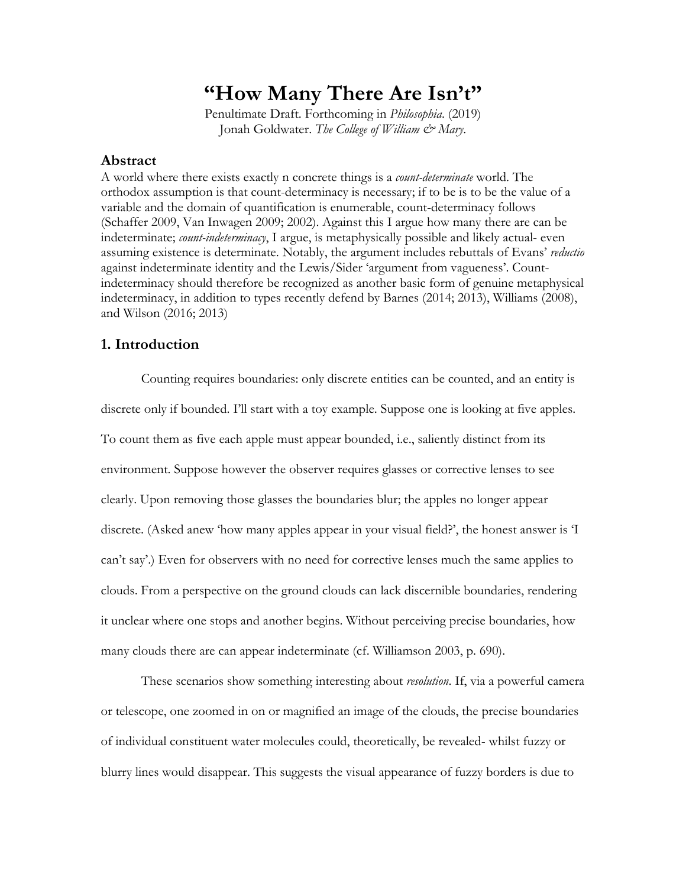# "How Many There Are Isn't"

Penultimate Draft. Forthcoming in *Philosophia*. (2019)
Jonah Goldwater. *The College of William & Mary*.

## Abstract

A world where there exists exactly n concrete things is a *count-determinate* world. The orthodox assumption is that count-determinacy is necessary; if to be is to be the value of a variable and the domain of quantification is enumerable, count-determinacy follows (Schaffer 2009, Van Inwagen 2009; 2002). Against this I argue how many there are can be indeterminate; *count-indeterminacy*, I argue, is metaphysically possible and likely actual- even assuming existence is determinate. Notably, the argument includes rebuttals of Evans' *reductio* against indeterminate identity and the Lewis/Sider 'argument from vagueness'. Count-indeterminacy should therefore be recognized as another basic form of genuine metaphysical indeterminacy, in addition to types recently defend by Barnes (2014; 2013), Williams (2008), and Wilson (2016; 2013)

## 1. Introduction

Counting requires boundaries: only discrete entities can be counted, and an entity is discrete only if bounded. I'll start with a toy example. Suppose one is looking at five apples. To count them as five each apple must appear bounded, i.e., saliently distinct from its environment. Suppose however the observer requires glasses or corrective lenses to see clearly. Upon removing those glasses the boundaries blur; the apples no longer appear discrete. (Asked anew 'how many apples appear in your visual field?', the honest answer is 'I can't say'.) Even for observers with no need for corrective lenses much the same applies to clouds. From a perspective on the ground clouds can lack discernible boundaries, rendering it unclear where one stops and another begins. Without perceiving precise boundaries, how many clouds there are can appear indeterminate (cf. Williamson 2003, p. 690).

These scenarios show something interesting about *resolution*. If, via a powerful camera or telescope, one zoomed in on or magnified an image of the clouds, the precise boundaries of individual constituent water molecules could, theoretically, be revealed- whilst fuzzy or blurry lines would disappear. This suggests the visual appearance of fuzzy borders is due to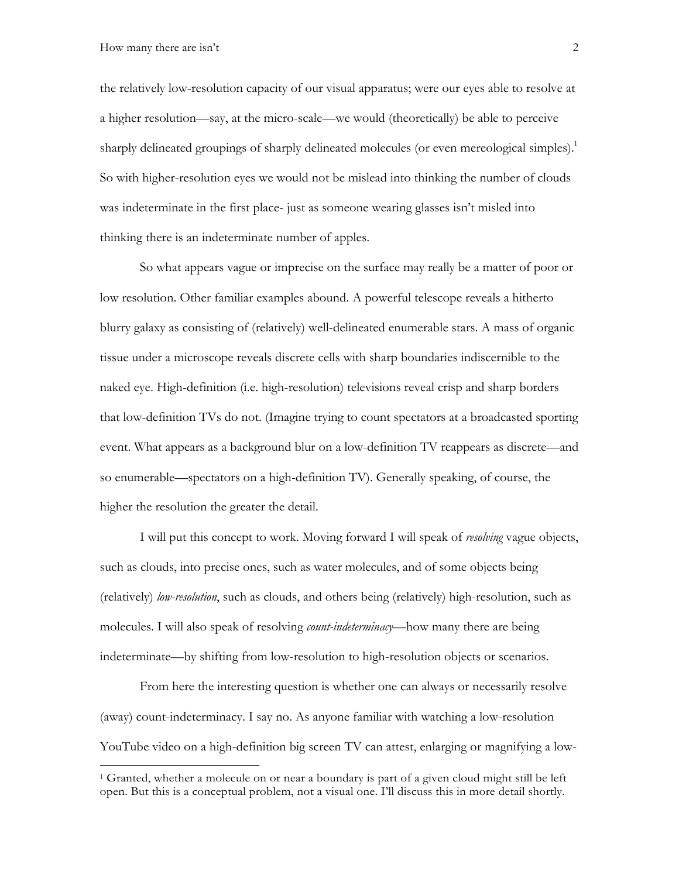the relatively low-resolution capacity of our visual apparatus; were our eyes able to resolve at a higher resolution—say, at the micro-scale—we would (theoretically) be able to perceive sharply delineated groupings of sharply delineated molecules (or even mereological simples).[1] So with higher-resolution eyes we would not be mislead into thinking the number of clouds was indeterminate in the first place- just as someone wearing glasses isn't misled into thinking there is an indeterminate number of apples.

So what appears vague or imprecise on the surface may really be a matter of poor or low resolution. Other familiar examples abound. A powerful telescope reveals a hitherto blurry galaxy as consisting of (relatively) well-delineated enumerable stars. A mass of organic tissue under a microscope reveals discrete cells with sharp boundaries indiscernible to the naked eye. High-definition (i.e. high-resolution) televisions reveal crisp and sharp borders that low-definition TVs do not. (Imagine trying to count spectators at a broadcasted sporting event. What appears as a background blur on a low-definition TV reappears as discrete—and so enumerable—spectators on a high-definition TV). Generally speaking, of course, the higher the resolution the greater the detail.

I will put this concept to work. Moving forward I will speak of *resolving* vague objects, such as clouds, into precise ones, such as water molecules, and of some objects being (relatively) *low-resolution*, such as clouds, and others being (relatively) high-resolution, such as molecules. I will also speak of resolving *count-indeterminacy*—how many there are being indeterminate—by shifting from low-resolution to high-resolution objects or scenarios.

From here the interesting question is whether one can always or necessarily resolve (away) count-indeterminacy. I say no. As anyone familiar with watching a low-resolution YouTube video on a high-definition big screen TV can attest, enlarging or magnifying a low-

[1] Granted, whether a molecule on or near a boundary is part of a given cloud might still be left open. But this is a conceptual problem, not a visual one. I'll discuss this in more detail shortly.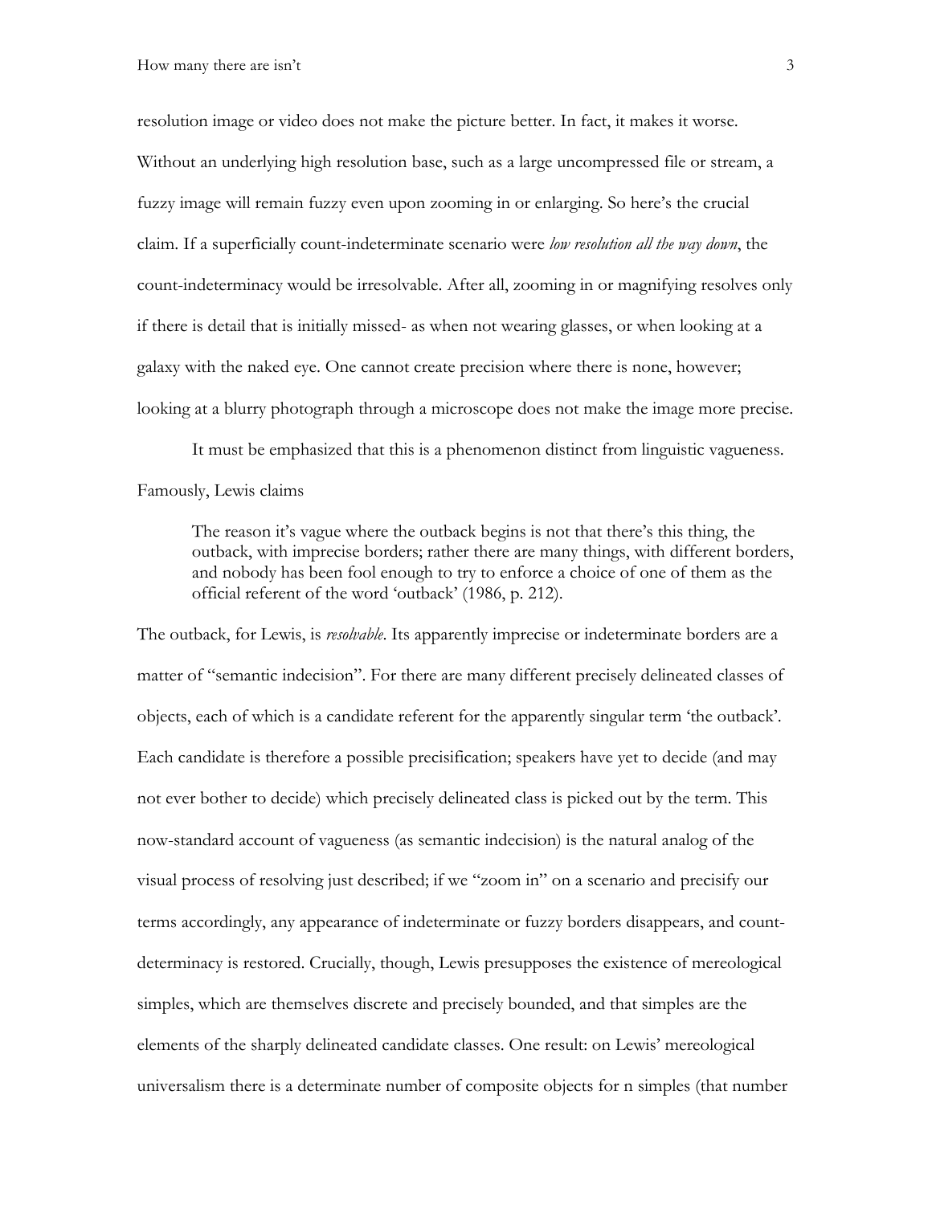resolution image or video does not make the picture better. In fact, it makes it worse. Without an underlying high resolution base, such as a large uncompressed file or stream, a fuzzy image will remain fuzzy even upon zooming in or enlarging. So here's the crucial claim. If a superficially count-indeterminate scenario were *low resolution all the way down*, the count-indeterminacy would be irresolvable. After all, zooming in or magnifying resolves only if there is detail that is initially missed- as when not wearing glasses, or when looking at a galaxy with the naked eye. One cannot create precision where there is none, however; looking at a blurry photograph through a microscope does not make the image more precise.

It must be emphasized that this is a phenomenon distinct from linguistic vagueness. Famously, Lewis claims

> The reason it's vague where the outback begins is not that there's this thing, the outback, with imprecise borders; rather there are many things, with different borders, and nobody has been fool enough to try to enforce a choice of one of them as the official referent of the word 'outback' (1986, p. 212).

The outback, for Lewis, is *resolvable*. Its apparently imprecise or indeterminate borders are a matter of "semantic indecision". For there are many different precisely delineated classes of objects, each of which is a candidate referent for the apparently singular term 'the outback'. Each candidate is therefore a possible precisification; speakers have yet to decide (and may not ever bother to decide) which precisely delineated class is picked out by the term. This now-standard account of vagueness (as semantic indecision) is the natural analog of the visual process of resolving just described; if we "zoom in" on a scenario and precisify our terms accordingly, any appearance of indeterminate or fuzzy borders disappears, and count-determinacy is restored. Crucially, though, Lewis presupposes the existence of mereological simples, which are themselves discrete and precisely bounded, and that simples are the elements of the sharply delineated candidate classes. One result: on Lewis' mereological universalism there is a determinate number of composite objects for n simples (that number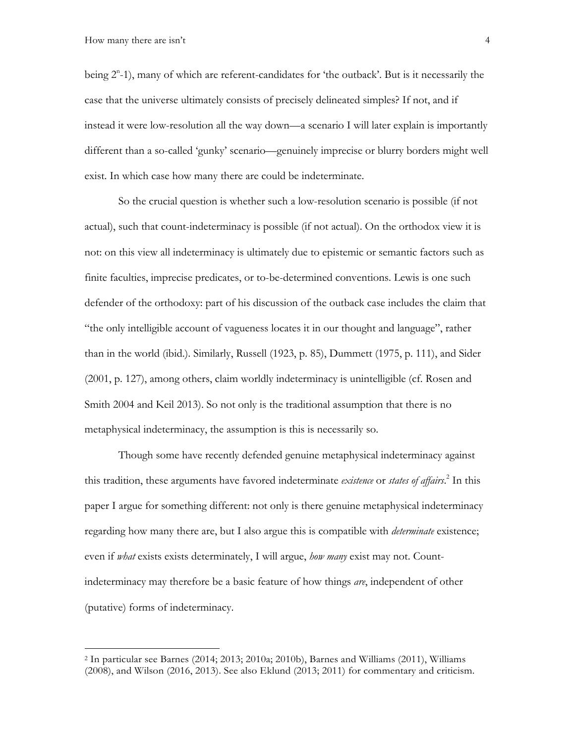being $2^n$-1), many of which are referent-candidates for 'the outback'. But is it necessarily the case that the universe ultimately consists of precisely delineated simples? If not, and if instead it were low-resolution all the way down—a scenario I will later explain is importantly different than a so-called 'gunky' scenario—genuinely imprecise or blurry borders might well exist. In which case how many there are could be indeterminate.

So the crucial question is whether such a low-resolution scenario is possible (if not actual), such that count-indeterminacy is possible (if not actual). On the orthodox view it is not: on this view all indeterminacy is ultimately due to epistemic or semantic factors such as finite faculties, imprecise predicates, or to-be-determined conventions. Lewis is one such defender of the orthodoxy: part of his discussion of the outback case includes the claim that "the only intelligible account of vagueness locates it in our thought and language", rather than in the world (ibid.). Similarly, Russell (1923, p. 85), Dummett (1975, p. 111), and Sider (2001, p. 127), among others, claim worldly indeterminacy is unintelligible (cf. Rosen and Smith 2004 and Keil 2013). So not only is the traditional assumption that there is no metaphysical indeterminacy, the assumption is this is necessarily so.

Though some have recently defended genuine metaphysical indeterminacy against this tradition, these arguments have favored indeterminate *existence* or *states of affairs*.[2] In this paper I argue for something different: not only is there genuine metaphysical indeterminacy regarding how many there are, but I also argue this is compatible with *determinate* existence; even if *what* exists exists determinately, I will argue, *how many* exist may not. Count-indeterminacy may therefore be a basic feature of how things *are*, independent of other (putative) forms of indeterminacy.

[2] In particular see Barnes (2014; 2013; 2010a; 2010b), Barnes and Williams (2011), Williams (2008), and Wilson (2016, 2013). See also Eklund (2013; 2011) for commentary and criticism.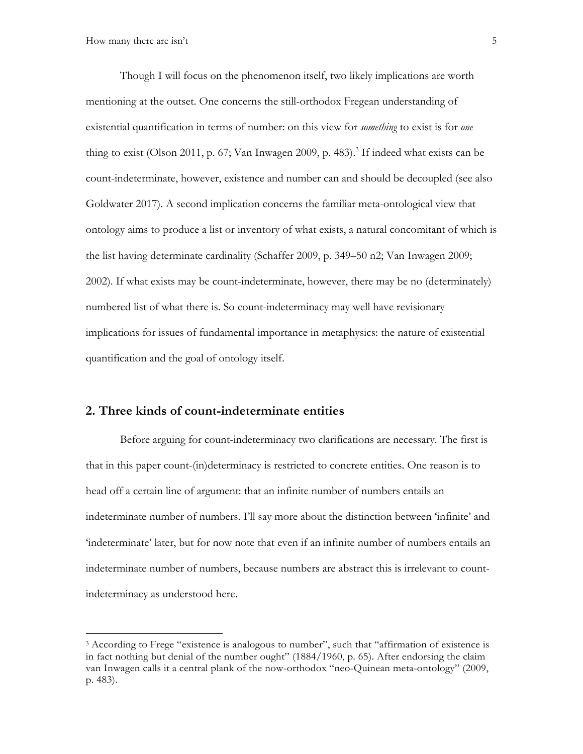Though I will focus on the phenomenon itself, two likely implications are worth mentioning at the outset. One concerns the still-orthodox Fregean understanding of existential quantification in terms of number: on this view for *something* to exist is for *one* thing to exist (Olson 2011, p. 67; Van Inwagen 2009, p. 483).[3] If indeed what exists can be count-indeterminate, however, existence and number can and should be decoupled (see also Goldwater 2017). A second implication concerns the familiar meta-ontological view that ontology aims to produce a list or inventory of what exists, a natural concomitant of which is the list having determinate cardinality (Schaffer 2009, p. 349–50 n2; Van Inwagen 2009; 2002). If what exists may be count-indeterminate, however, there may be no (determinately) numbered list of what there is. So count-indeterminacy may well have revisionary implications for issues of fundamental importance in metaphysics: the nature of existential quantification and the goal of ontology itself.

## 2. Three kinds of count-indeterminate entities

Before arguing for count-indeterminacy two clarifications are necessary. The first is that in this paper count-(in)determinacy is restricted to concrete entities. One reason is to head off a certain line of argument: that an infinite number of numbers entails an indeterminate number of numbers. I'll say more about the distinction between 'infinite' and 'indeterminate' later, but for now note that even if an infinite number of numbers entails an indeterminate number of numbers, because numbers are abstract this is irrelevant to count-indeterminacy as understood here.

---

[3] According to Frege "existence is analogous to number", such that "affirmation of existence is in fact nothing but denial of the number ought" (1884/1960, p. 65). After endorsing the claim van Inwagen calls it a central plank of the now-orthodox "neo-Quinean meta-ontology" (2009, p. 483).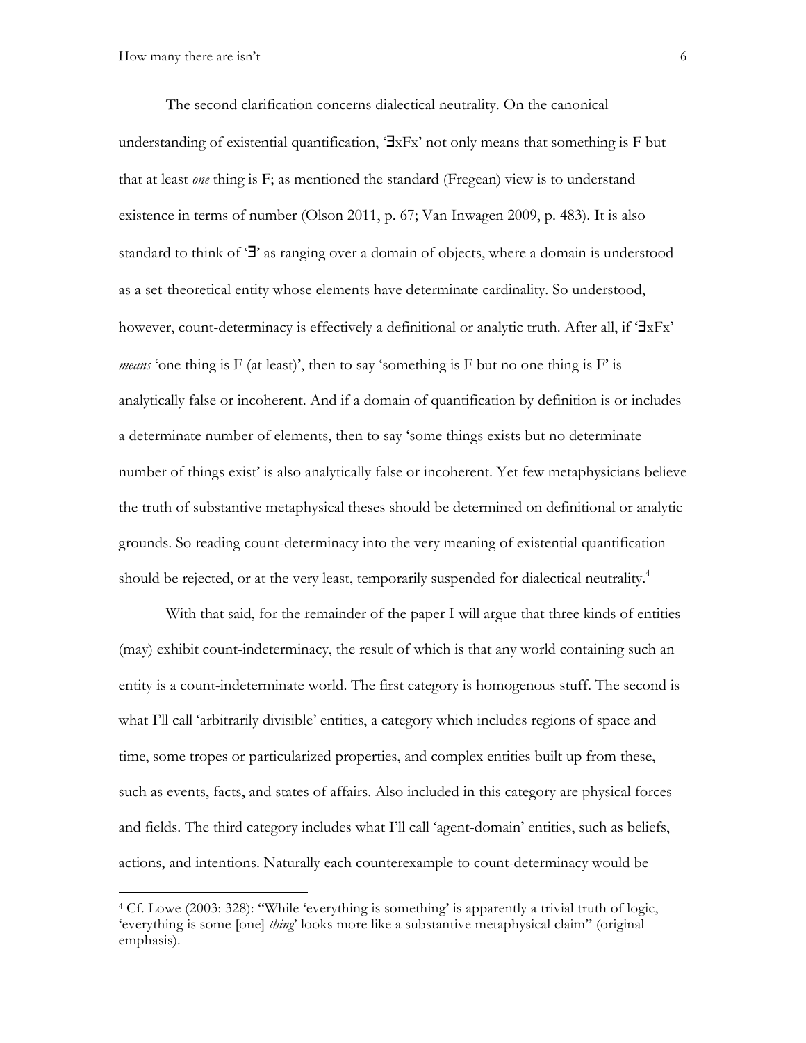The second clarification concerns dialectical neutrality. On the canonical understanding of existential quantification, '∃xFx' not only means that something is F but that at least *one* thing is F; as mentioned the standard (Fregean) view is to understand existence in terms of number (Olson 2011, p. 67; Van Inwagen 2009, p. 483). It is also standard to think of '∃' as ranging over a domain of objects, where a domain is understood as a set-theoretical entity whose elements have determinate cardinality. So understood, however, count-determinacy is effectively a definitional or analytic truth. After all, if '∃xFx' *means* 'one thing is F (at least)', then to say 'something is F but no one thing is F' is analytically false or incoherent. And if a domain of quantification by definition is or includes a determinate number of elements, then to say 'some things exists but no determinate number of things exist' is also analytically false or incoherent. Yet few metaphysicians believe the truth of substantive metaphysical theses should be determined on definitional or analytic grounds. So reading count-determinacy into the very meaning of existential quantification should be rejected, or at the very least, temporarily suspended for dialectical neutrality.[4]

With that said, for the remainder of the paper I will argue that three kinds of entities (may) exhibit count-indeterminacy, the result of which is that any world containing such an entity is a count-indeterminate world. The first category is homogenous stuff. The second is what I'll call 'arbitrarily divisible' entities, a category which includes regions of space and time, some tropes or particularized properties, and complex entities built up from these, such as events, facts, and states of affairs. Also included in this category are physical forces and fields. The third category includes what I'll call 'agent-domain' entities, such as beliefs, actions, and intentions. Naturally each counterexample to count-determinacy would be

[4] Cf. Lowe (2003: 328): "While 'everything is something' is apparently a trivial truth of logic, 'everything is some [one] *thing*' looks more like a substantive metaphysical claim" (original emphasis).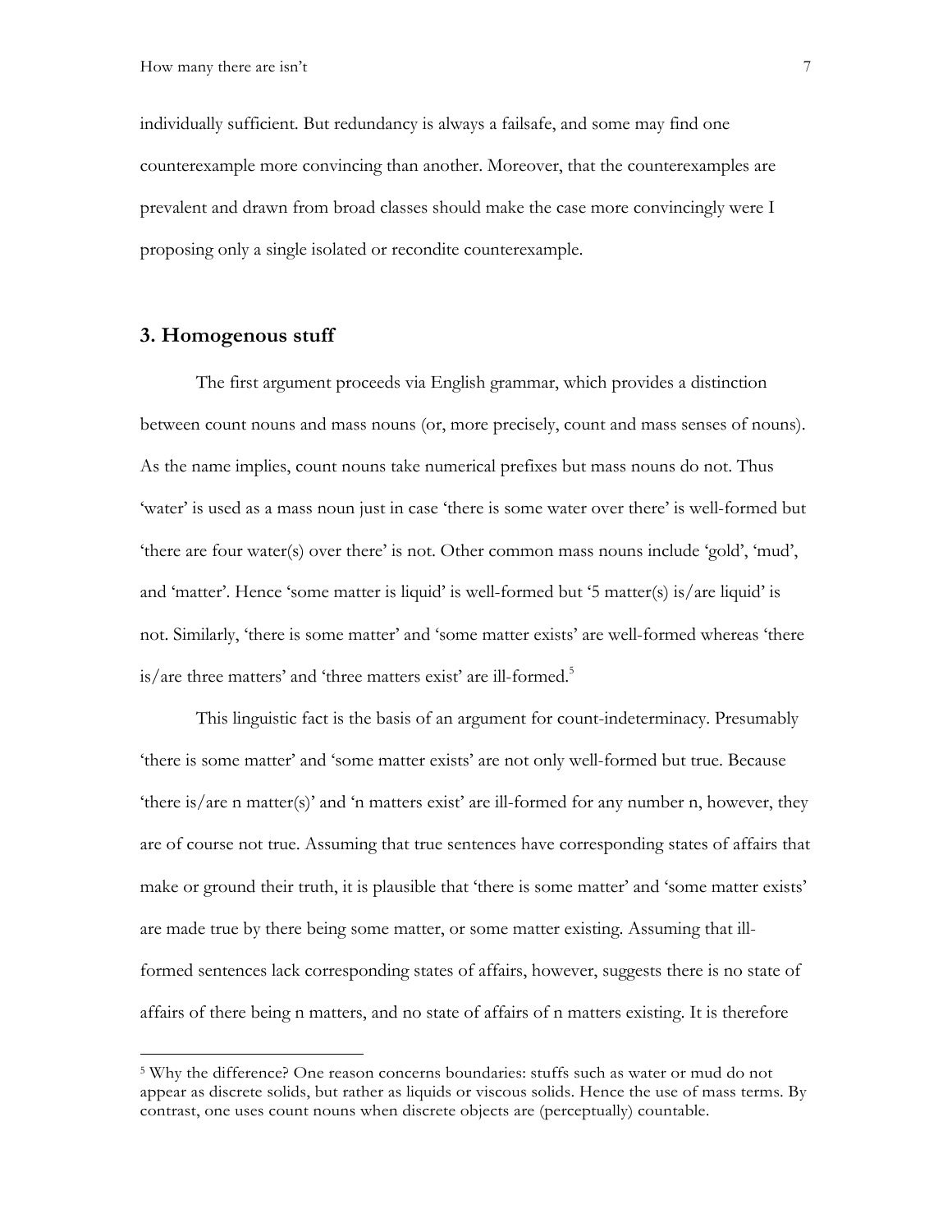individually sufficient. But redundancy is always a failsafe, and some may find one counterexample more convincing than another. Moreover, that the counterexamples are prevalent and drawn from broad classes should make the case more convincingly were I proposing only a single isolated or recondite counterexample.

## 3. Homogenous stuff

The first argument proceeds via English grammar, which provides a distinction between count nouns and mass nouns (or, more precisely, count and mass senses of nouns). As the name implies, count nouns take numerical prefixes but mass nouns do not. Thus 'water' is used as a mass noun just in case 'there is some water over there' is well-formed but 'there are four water(s) over there' is not. Other common mass nouns include 'gold', 'mud', and 'matter'. Hence 'some matter is liquid' is well-formed but '5 matter(s) is/are liquid' is not. Similarly, 'there is some matter' and 'some matter exists' are well-formed whereas 'there is/are three matters' and 'three matters exist' are ill-formed.[5]

This linguistic fact is the basis of an argument for count-indeterminacy. Presumably 'there is some matter' and 'some matter exists' are not only well-formed but true. Because 'there is/are n matter(s)' and 'n matters exist' are ill-formed for any number n, however, they are of course not true. Assuming that true sentences have corresponding states of affairs that make or ground their truth, it is plausible that 'there is some matter' and 'some matter exists' are made true by there being some matter, or some matter existing. Assuming that ill-formed sentences lack corresponding states of affairs, however, suggests there is no state of affairs of there being n matters, and no state of affairs of n matters existing. It is therefore

[5] Why the difference? One reason concerns boundaries: stuffs such as water or mud do not appear as discrete solids, but rather as liquids or viscous solids. Hence the use of mass terms. By contrast, one uses count nouns when discrete objects are (perceptually) countable.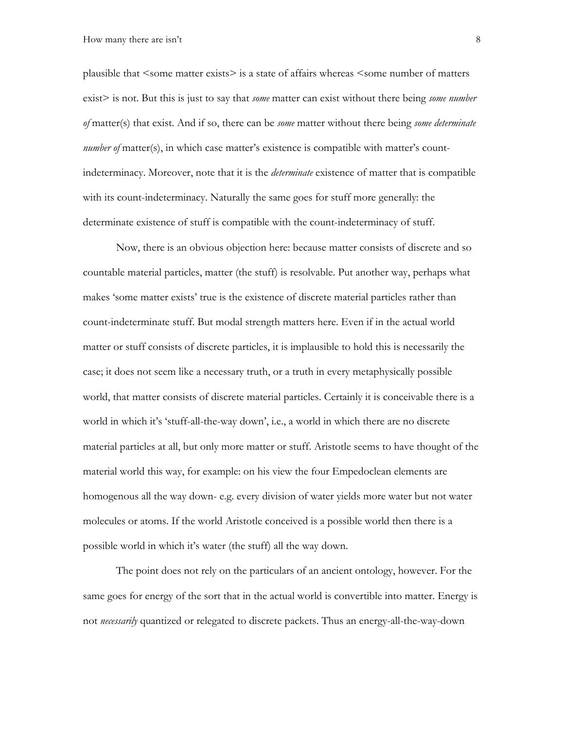plausible that <some matter exists> is a state of affairs whereas <some number of matters exist> is not. But this is just to say that *some* matter can exist without there being *some number of* matter(s) that exist. And if so, there can be *some* matter without there being *some determinate number of* matter(s), in which case matter's existence is compatible with matter's count-indeterminacy. Moreover, note that it is the *determinate* existence of matter that is compatible with its count-indeterminacy. Naturally the same goes for stuff more generally: the determinate existence of stuff is compatible with the count-indeterminacy of stuff.

Now, there is an obvious objection here: because matter consists of discrete and so countable material particles, matter (the stuff) is resolvable. Put another way, perhaps what makes 'some matter exists' true is the existence of discrete material particles rather than count-indeterminate stuff. But modal strength matters here. Even if in the actual world matter or stuff consists of discrete particles, it is implausible to hold this is necessarily the case; it does not seem like a necessary truth, or a truth in every metaphysically possible world, that matter consists of discrete material particles. Certainly it is conceivable there is a world in which it's 'stuff-all-the-way down', i.e., a world in which there are no discrete material particles at all, but only more matter or stuff. Aristotle seems to have thought of the material world this way, for example: on his view the four Empedoclean elements are homogenous all the way down- e.g. every division of water yields more water but not water molecules or atoms. If the world Aristotle conceived is a possible world then there is a possible world in which it's water (the stuff) all the way down.

The point does not rely on the particulars of an ancient ontology, however. For the same goes for energy of the sort that in the actual world is convertible into matter. Energy is not *necessarily* quantized or relegated to discrete packets. Thus an energy-all-the-way-down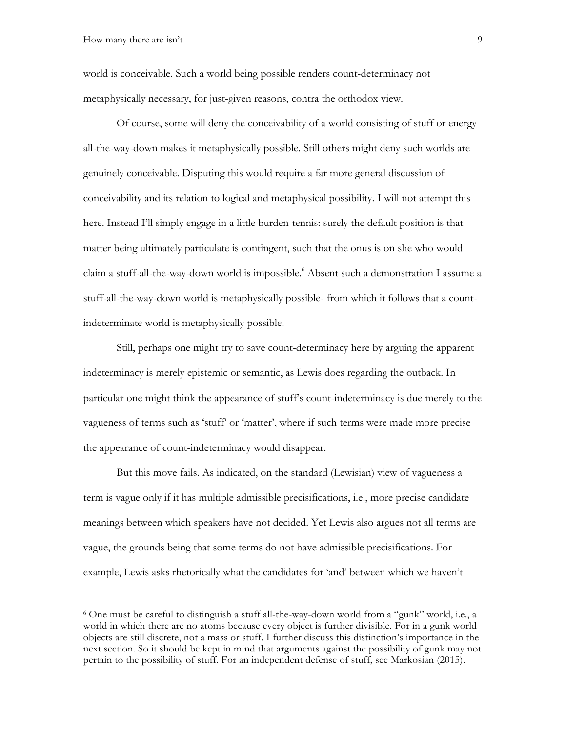world is conceivable. Such a world being possible renders count-determinacy not metaphysically necessary, for just-given reasons, contra the orthodox view.

Of course, some will deny the conceivability of a world consisting of stuff or energy all-the-way-down makes it metaphysically possible. Still others might deny such worlds are genuinely conceivable. Disputing this would require a far more general discussion of conceivability and its relation to logical and metaphysical possibility. I will not attempt this here. Instead I'll simply engage in a little burden-tennis: surely the default position is that matter being ultimately particulate is contingent, such that the onus is on she who would claim a stuff-all-the-way-down world is impossible.[6] Absent such a demonstration I assume a stuff-all-the-way-down world is metaphysically possible- from which it follows that a count-indeterminate world is metaphysically possible.

Still, perhaps one might try to save count-determinacy here by arguing the apparent indeterminacy is merely epistemic or semantic, as Lewis does regarding the outback. In particular one might think the appearance of stuff's count-indeterminacy is due merely to the vagueness of terms such as 'stuff' or 'matter', where if such terms were made more precise the appearance of count-indeterminacy would disappear.

But this move fails. As indicated, on the standard (Lewisian) view of vagueness a term is vague only if it has multiple admissible precisifications, i.e., more precise candidate meanings between which speakers have not decided. Yet Lewis also argues not all terms are vague, the grounds being that some terms do not have admissible precisifications. For example, Lewis asks rhetorically what the candidates for 'and' between which we haven't

---

[6] One must be careful to distinguish a stuff all-the-way-down world from a "gunk" world, i.e., a world in which there are no atoms because every object is further divisible. For in a gunk world objects are still discrete, not a mass or stuff. I further discuss this distinction's importance in the next section. So it should be kept in mind that arguments against the possibility of gunk may not pertain to the possibility of stuff. For an independent defense of stuff, see Markosian (2015).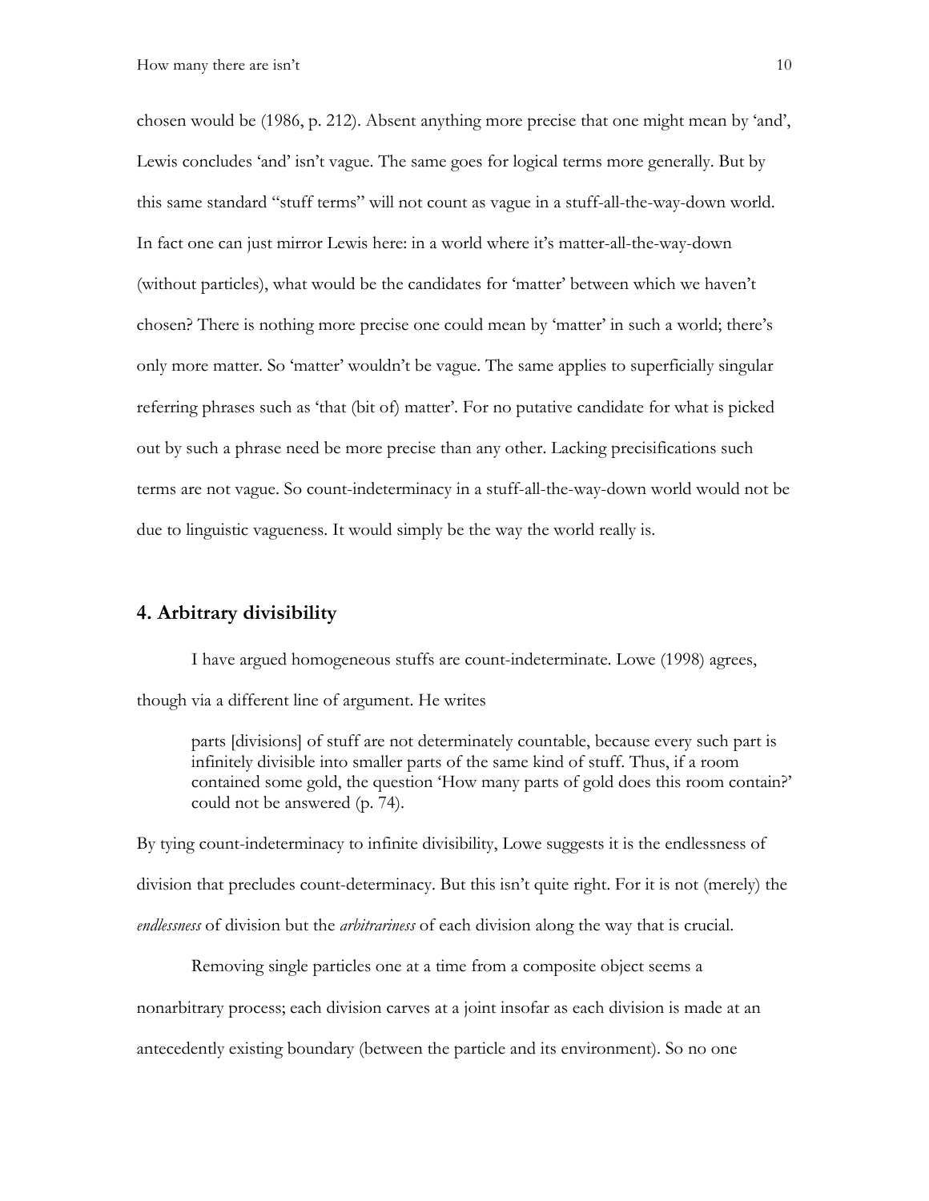chosen would be (1986, p. 212). Absent anything more precise that one might mean by 'and', Lewis concludes 'and' isn't vague. The same goes for logical terms more generally. But by this same standard "stuff terms" will not count as vague in a stuff-all-the-way-down world. In fact one can just mirror Lewis here: in a world where it's matter-all-the-way-down (without particles), what would be the candidates for 'matter' between which we haven't chosen? There is nothing more precise one could mean by 'matter' in such a world; there's only more matter. So 'matter' wouldn't be vague. The same applies to superficially singular referring phrases such as 'that (bit of) matter'. For no putative candidate for what is picked out by such a phrase need be more precise than any other. Lacking precisifications such terms are not vague. So count-indeterminacy in a stuff-all-the-way-down world would not be due to linguistic vagueness. It would simply be the way the world really is.

## 4. Arbitrary divisibility

I have argued homogeneous stuffs are count-indeterminate. Lowe (1998) agrees, though via a different line of argument. He writes

> parts [divisions] of stuff are not determinately countable, because every such part is infinitely divisible into smaller parts of the same kind of stuff. Thus, if a room contained some gold, the question 'How many parts of gold does this room contain?' could not be answered (p. 74).

By tying count-indeterminacy to infinite divisibility, Lowe suggests it is the endlessness of division that precludes count-determinacy. But this isn't quite right. For it is not (merely) the *endlessness* of division but the *arbitrariness* of each division along the way that is crucial.

Removing single particles one at a time from a composite object seems a nonarbitrary process; each division carves at a joint insofar as each division is made at an antecedently existing boundary (between the particle and its environment). So no one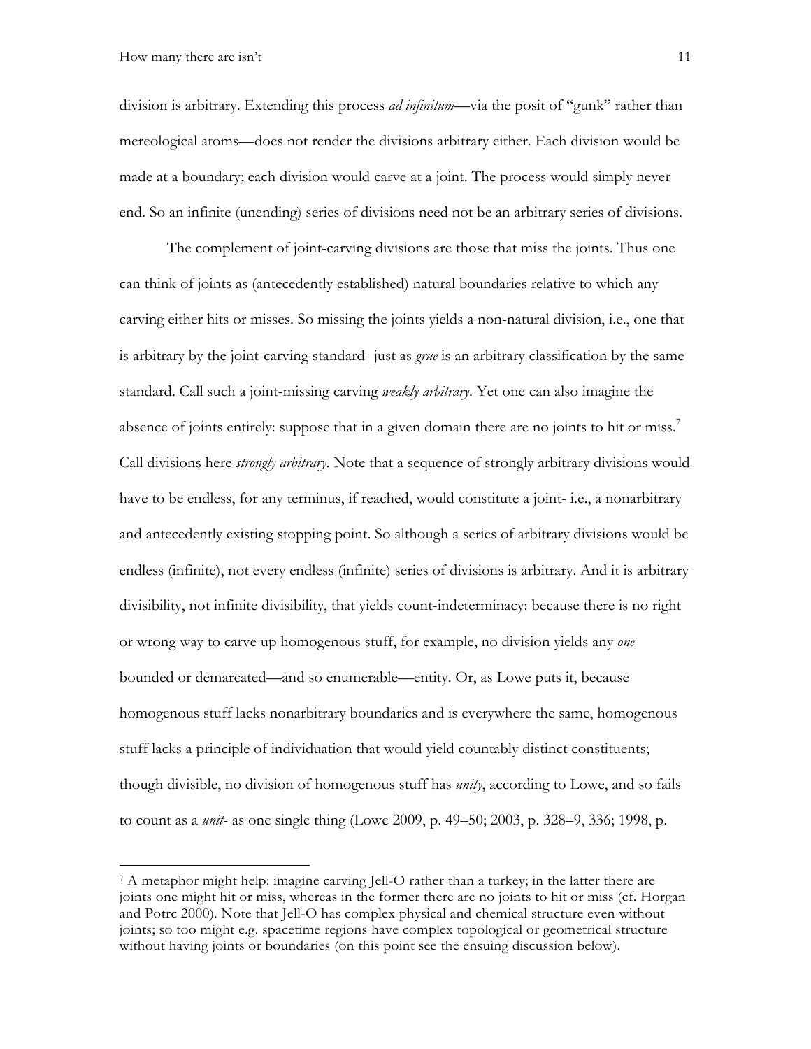division is arbitrary. Extending this process *ad infinitum*—via the posit of "gunk" rather than mereological atoms—does not render the divisions arbitrary either. Each division would be made at a boundary; each division would carve at a joint. The process would simply never end. So an infinite (unending) series of divisions need not be an arbitrary series of divisions.

The complement of joint-carving divisions are those that miss the joints. Thus one can think of joints as (antecedently established) natural boundaries relative to which any carving either hits or misses. So missing the joints yields a non-natural division, i.e., one that is arbitrary by the joint-carving standard- just as *grue* is an arbitrary classification by the same standard. Call such a joint-missing carving *weakly arbitrary*. Yet one can also imagine the absence of joints entirely: suppose that in a given domain there are no joints to hit or miss.[7] Call divisions here *strongly arbitrary*. Note that a sequence of strongly arbitrary divisions would have to be endless, for any terminus, if reached, would constitute a joint- i.e., a nonarbitrary and antecedently existing stopping point. So although a series of arbitrary divisions would be endless (infinite), not every endless (infinite) series of divisions is arbitrary. And it is arbitrary divisibility, not infinite divisibility, that yields count-indeterminacy: because there is no right or wrong way to carve up homogenous stuff, for example, no division yields any *one* bounded or demarcated—and so enumerable—entity. Or, as Lowe puts it, because homogenous stuff lacks nonarbitrary boundaries and is everywhere the same, homogenous stuff lacks a principle of individuation that would yield countably distinct constituents; though divisible, no division of homogenous stuff has *unity*, according to Lowe, and so fails to count as a *unit*- as one single thing (Lowe 2009, p. 49–50; 2003, p. 328–9, 336; 1998, p.

---

[7] A metaphor might help: imagine carving Jell-O rather than a turkey; in the latter there are joints one might hit or miss, whereas in the former there are no joints to hit or miss (cf. Horgan and Potrc 2000). Note that Jell-O has complex physical and chemical structure even without joints; so too might e.g. spacetime regions have complex topological or geometrical structure without having joints or boundaries (on this point see the ensuing discussion below).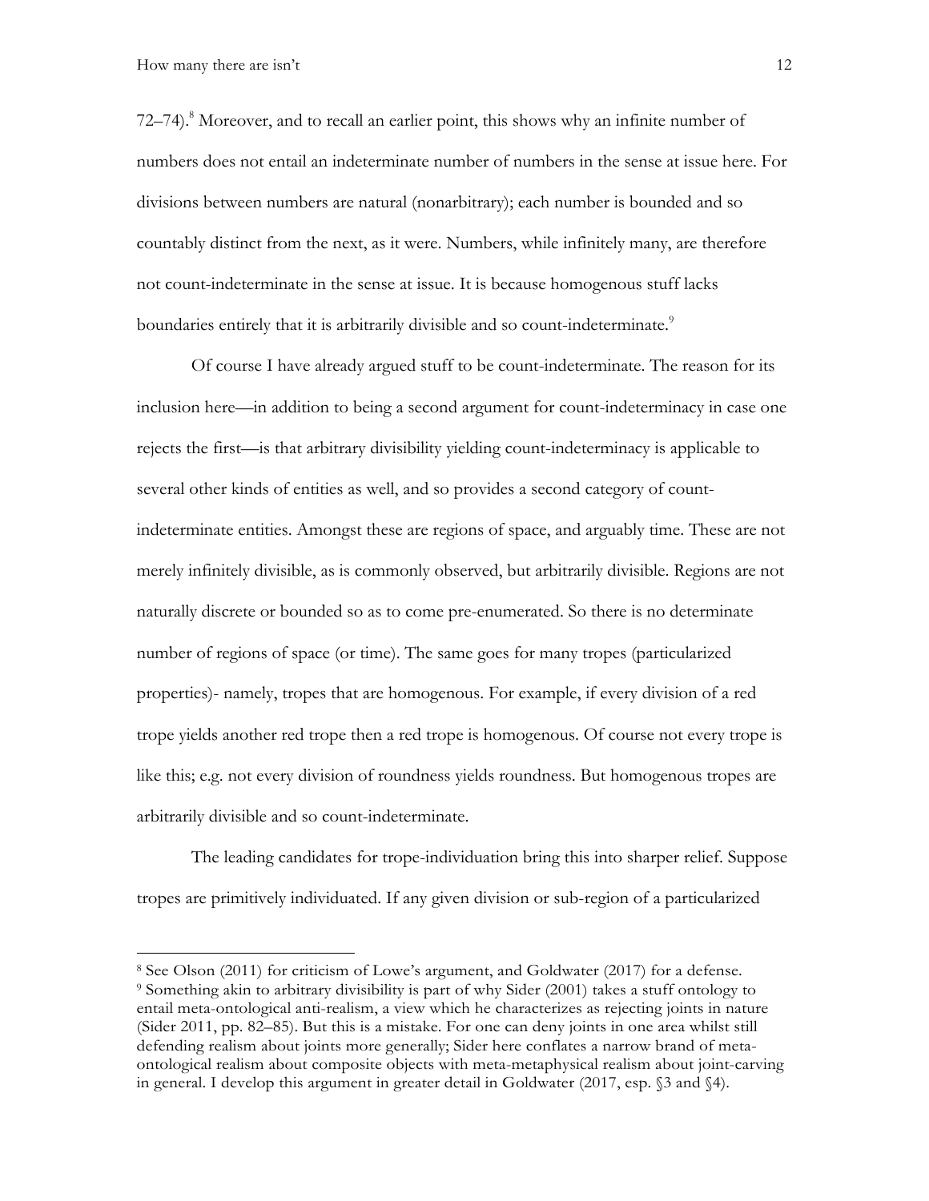72–74).[8] Moreover, and to recall an earlier point, this shows why an infinite number of numbers does not entail an indeterminate number of numbers in the sense at issue here. For divisions between numbers are natural (nonarbitrary); each number is bounded and so countably distinct from the next, as it were. Numbers, while infinitely many, are therefore not count-indeterminate in the sense at issue. It is because homogenous stuff lacks boundaries entirely that it is arbitrarily divisible and so count-indeterminate.[9]

Of course I have already argued stuff to be count-indeterminate. The reason for its inclusion here—in addition to being a second argument for count-indeterminacy in case one rejects the first—is that arbitrary divisibility yielding count-indeterminacy is applicable to several other kinds of entities as well, and so provides a second category of count-indeterminate entities. Amongst these are regions of space, and arguably time. These are not merely infinitely divisible, as is commonly observed, but arbitrarily divisible. Regions are not naturally discrete or bounded so as to come pre-enumerated. So there is no determinate number of regions of space (or time). The same goes for many tropes (particularized properties)- namely, tropes that are homogenous. For example, if every division of a red trope yields another red trope then a red trope is homogenous. Of course not every trope is like this; e.g. not every division of roundness yields roundness. But homogenous tropes are arbitrarily divisible and so count-indeterminate.

The leading candidates for trope-individuation bring this into sharper relief. Suppose tropes are primitively individuated. If any given division or sub-region of a particularized

---

[8] See Olson (2011) for criticism of Lowe's argument, and Goldwater (2017) for a defense.

[9] Something akin to arbitrary divisibility is part of why Sider (2001) takes a stuff ontology to entail meta-ontological anti-realism, a view which he characterizes as rejecting joints in nature (Sider 2011, pp. 82–85). But this is a mistake. For one can deny joints in one area whilst still defending realism about joints more generally; Sider here conflates a narrow brand of meta-ontological realism about composite objects with meta-metaphysical realism about joint-carving in general. I develop this argument in greater detail in Goldwater (2017, esp. §3 and §4).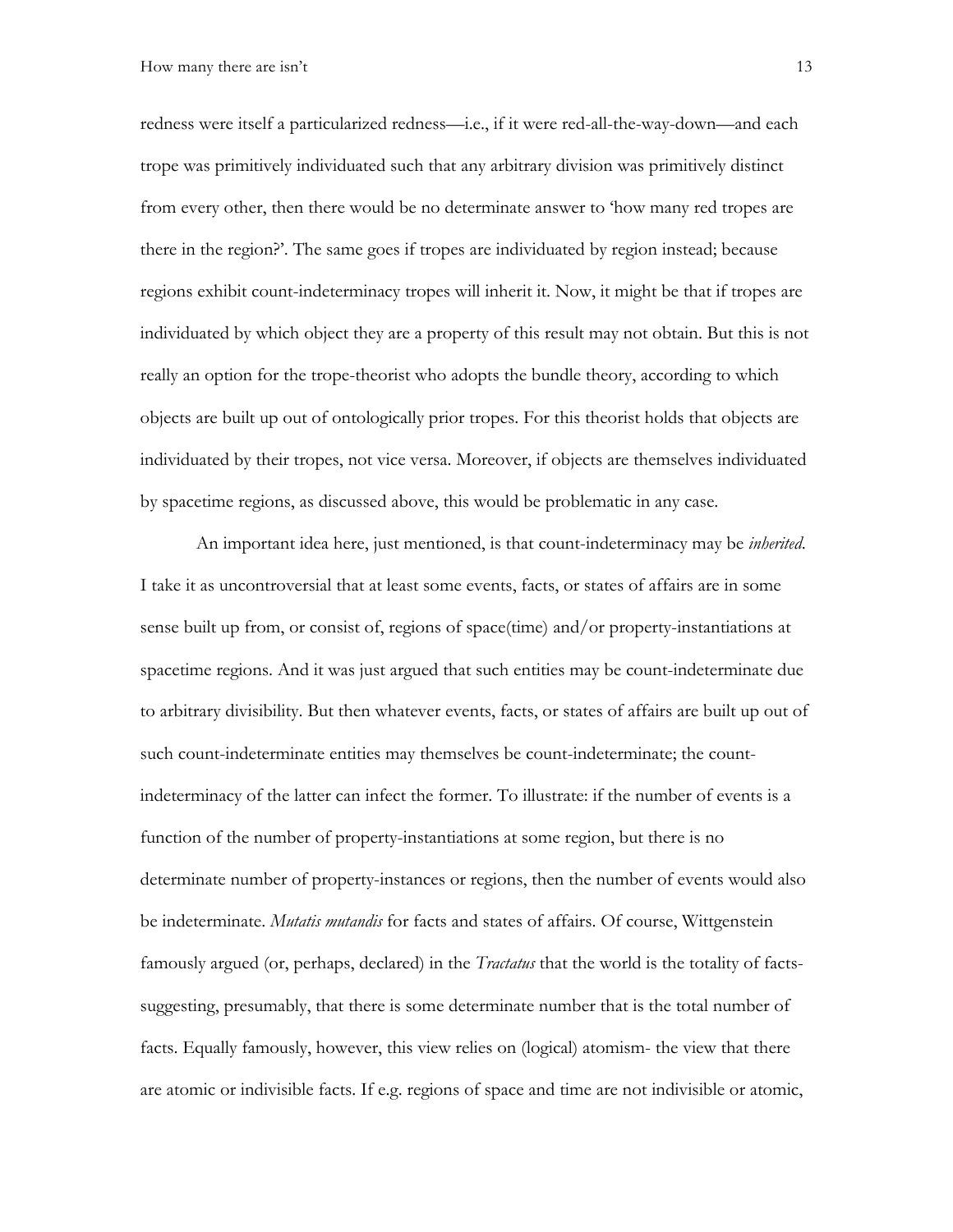redness were itself a particularized redness—i.e., if it were red-all-the-way-down—and each trope was primitively individuated such that any arbitrary division was primitively distinct from every other, then there would be no determinate answer to 'how many red tropes are there in the region?'. The same goes if tropes are individuated by region instead; because regions exhibit count-indeterminacy tropes will inherit it. Now, it might be that if tropes are individuated by which object they are a property of this result may not obtain. But this is not really an option for the trope-theorist who adopts the bundle theory, according to which objects are built up out of ontologically prior tropes. For this theorist holds that objects are individuated by their tropes, not vice versa. Moreover, if objects are themselves individuated by spacetime regions, as discussed above, this would be problematic in any case.

An important idea here, just mentioned, is that count-indeterminacy may be *inherited*. I take it as uncontroversial that at least some events, facts, or states of affairs are in some sense built up from, or consist of, regions of space(time) and/or property-instantiations at spacetime regions. And it was just argued that such entities may be count-indeterminate due to arbitrary divisibility. But then whatever events, facts, or states of affairs are built up out of such count-indeterminate entities may themselves be count-indeterminate; the count-indeterminacy of the latter can infect the former. To illustrate: if the number of events is a function of the number of property-instantiations at some region, but there is no determinate number of property-instances or regions, then the number of events would also be indeterminate. *Mutatis mutandis* for facts and states of affairs. Of course, Wittgenstein famously argued (or, perhaps, declared) in the *Tractatus* that the world is the totality of facts- suggesting, presumably, that there is some determinate number that is the total number of facts. Equally famously, however, this view relies on (logical) atomism- the view that there are atomic or indivisible facts. If e.g. regions of space and time are not indivisible or atomic,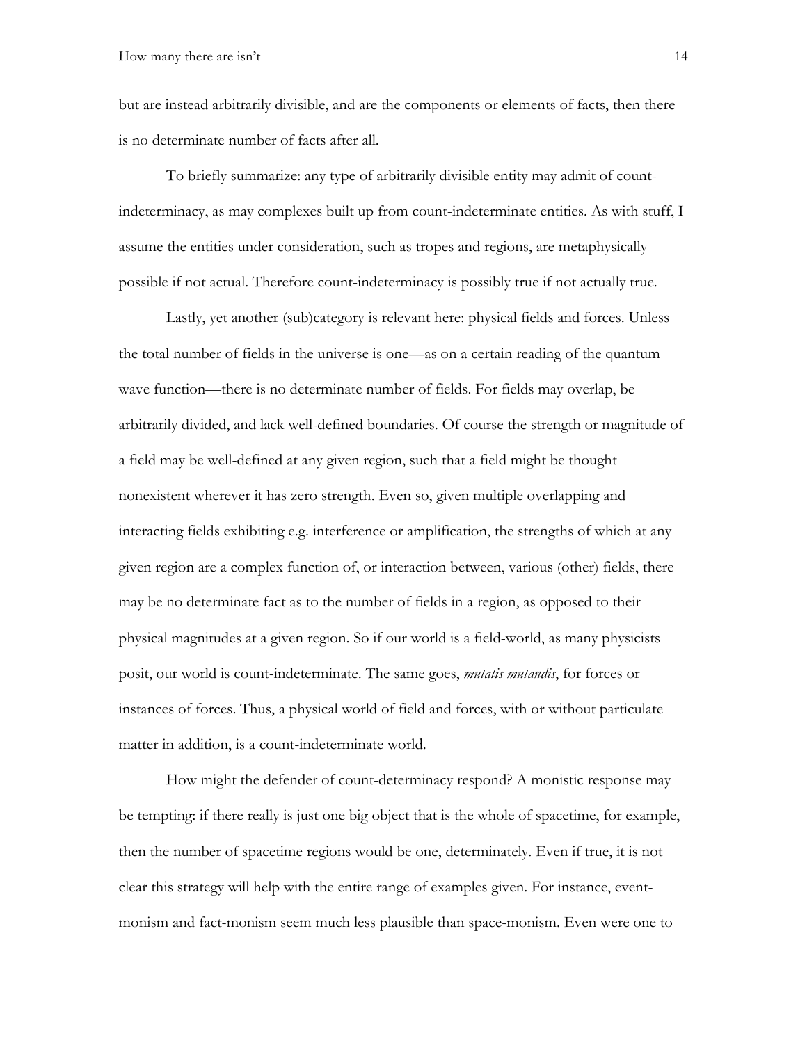but are instead arbitrarily divisible, and are the components or elements of facts, then there is no determinate number of facts after all.

To briefly summarize: any type of arbitrarily divisible entity may admit of count-indeterminacy, as may complexes built up from count-indeterminate entities. As with stuff, I assume the entities under consideration, such as tropes and regions, are metaphysically possible if not actual. Therefore count-indeterminacy is possibly true if not actually true.

Lastly, yet another (sub)category is relevant here: physical fields and forces. Unless the total number of fields in the universe is one—as on a certain reading of the quantum wave function—there is no determinate number of fields. For fields may overlap, be arbitrarily divided, and lack well-defined boundaries. Of course the strength or magnitude of a field may be well-defined at any given region, such that a field might be thought nonexistent wherever it has zero strength. Even so, given multiple overlapping and interacting fields exhibiting e.g. interference or amplification, the strengths of which at any given region are a complex function of, or interaction between, various (other) fields, there may be no determinate fact as to the number of fields in a region, as opposed to their physical magnitudes at a given region. So if our world is a field-world, as many physicists posit, our world is count-indeterminate. The same goes, *mutatis mutandis*, for forces or instances of forces. Thus, a physical world of field and forces, with or without particulate matter in addition, is a count-indeterminate world.

How might the defender of count-determinacy respond? A monistic response may be tempting: if there really is just one big object that is the whole of spacetime, for example, then the number of spacetime regions would be one, determinately. Even if true, it is not clear this strategy will help with the entire range of examples given. For instance, event-monism and fact-monism seem much less plausible than space-monism. Even were one to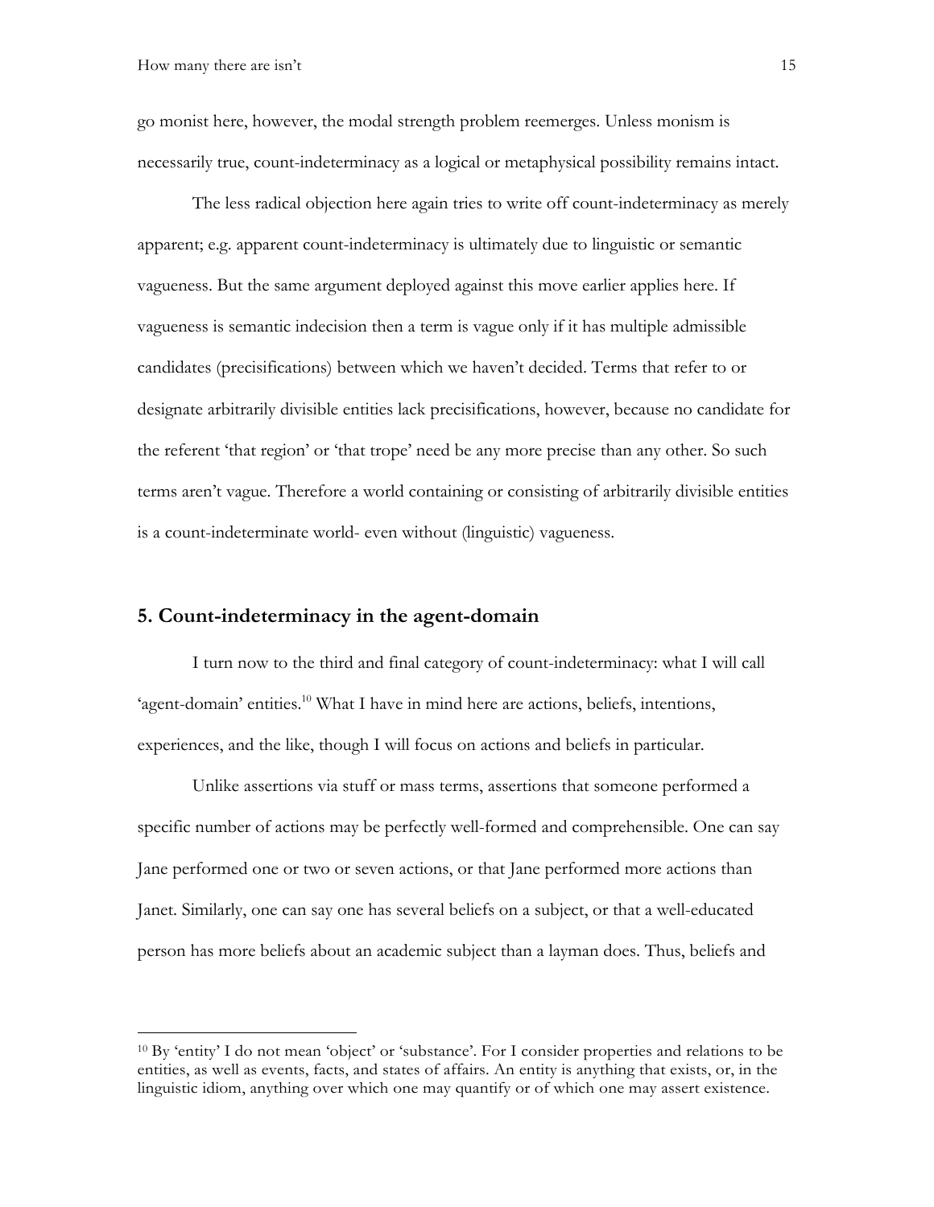go monist here, however, the modal strength problem reemerges. Unless monism is necessarily true, count-indeterminacy as a logical or metaphysical possibility remains intact.

The less radical objection here again tries to write off count-indeterminacy as merely apparent; e.g. apparent count-indeterminacy is ultimately due to linguistic or semantic vagueness. But the same argument deployed against this move earlier applies here. If vagueness is semantic indecision then a term is vague only if it has multiple admissible candidates (precisifications) between which we haven't decided. Terms that refer to or designate arbitrarily divisible entities lack precisifications, however, because no candidate for the referent 'that region' or 'that trope' need be any more precise than any other. So such terms aren't vague. Therefore a world containing or consisting of arbitrarily divisible entities is a count-indeterminate world- even without (linguistic) vagueness.

## 5. Count-indeterminacy in the agent-domain

I turn now to the third and final category of count-indeterminacy: what I will call 'agent-domain' entities.[10] What I have in mind here are actions, beliefs, intentions, experiences, and the like, though I will focus on actions and beliefs in particular.

Unlike assertions via stuff or mass terms, assertions that someone performed a specific number of actions may be perfectly well-formed and comprehensible. One can say Jane performed one or two or seven actions, or that Jane performed more actions than Janet. Similarly, one can say one has several beliefs on a subject, or that a well-educated person has more beliefs about an academic subject than a layman does. Thus, beliefs and

[10] By 'entity' I do not mean 'object' or 'substance'. For I consider properties and relations to be entities, as well as events, facts, and states of affairs. An entity is anything that exists, or, in the linguistic idiom, anything over which one may quantify or of which one may assert existence.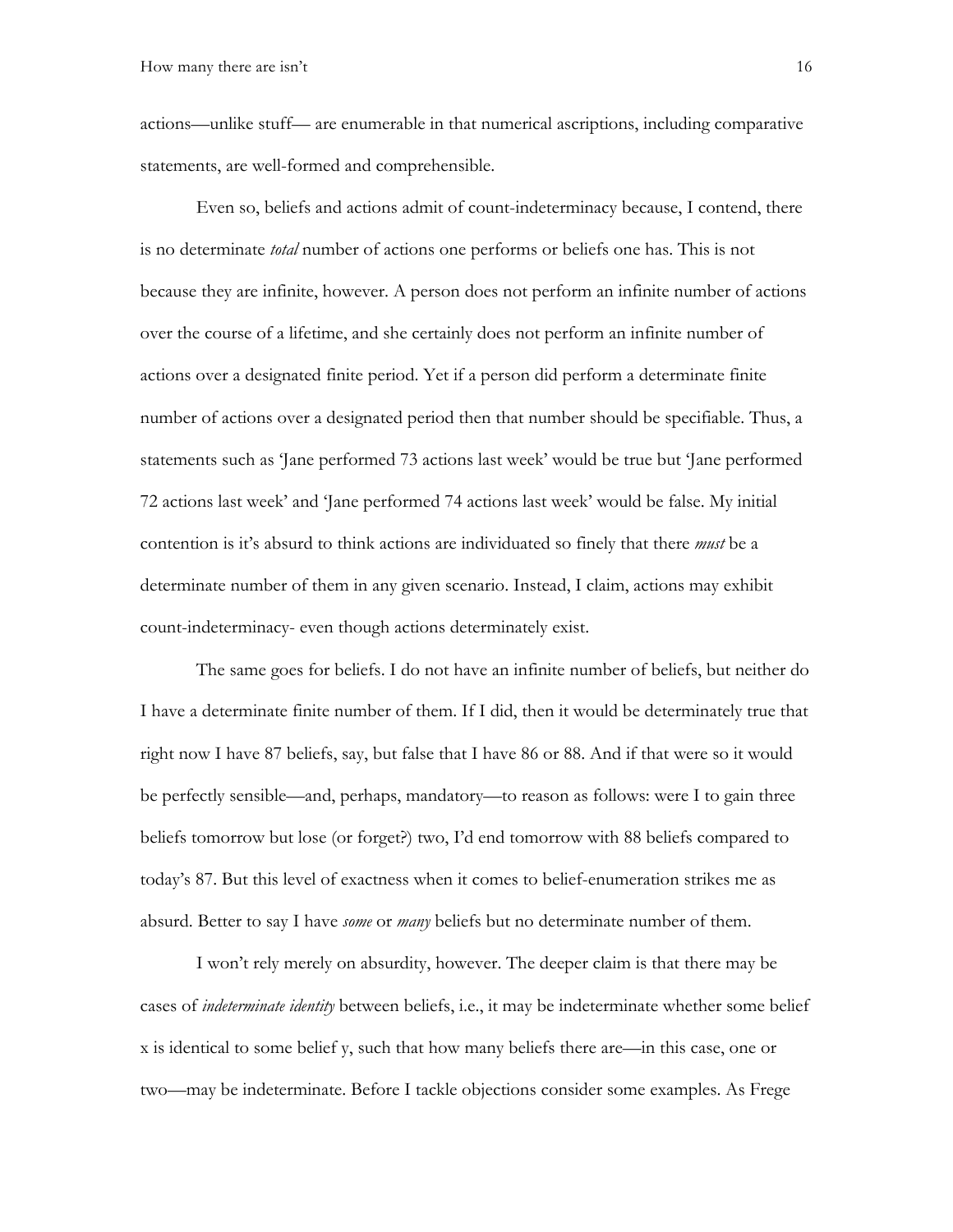actions—unlike stuff— are enumerable in that numerical ascriptions, including comparative statements, are well-formed and comprehensible.

Even so, beliefs and actions admit of count-indeterminacy because, I contend, there is no determinate *total* number of actions one performs or beliefs one has. This is not because they are infinite, however. A person does not perform an infinite number of actions over the course of a lifetime, and she certainly does not perform an infinite number of actions over a designated finite period. Yet if a person did perform a determinate finite number of actions over a designated period then that number should be specifiable. Thus, a statements such as 'Jane performed 73 actions last week' would be true but 'Jane performed 72 actions last week' and 'Jane performed 74 actions last week' would be false. My initial contention is it's absurd to think actions are individuated so finely that there *must* be a determinate number of them in any given scenario. Instead, I claim, actions may exhibit count-indeterminacy- even though actions determinately exist.

The same goes for beliefs. I do not have an infinite number of beliefs, but neither do I have a determinate finite number of them. If I did, then it would be determinately true that right now I have 87 beliefs, say, but false that I have 86 or 88. And if that were so it would be perfectly sensible—and, perhaps, mandatory—to reason as follows: were I to gain three beliefs tomorrow but lose (or forget?) two, I'd end tomorrow with 88 beliefs compared to today's 87. But this level of exactness when it comes to belief-enumeration strikes me as absurd. Better to say I have *some* or *many* beliefs but no determinate number of them.

I won't rely merely on absurdity, however. The deeper claim is that there may be cases of *indeterminate identity* between beliefs, i.e., it may be indeterminate whether some belief x is identical to some belief y, such that how many beliefs there are—in this case, one or two—may be indeterminate. Before I tackle objections consider some examples. As Frege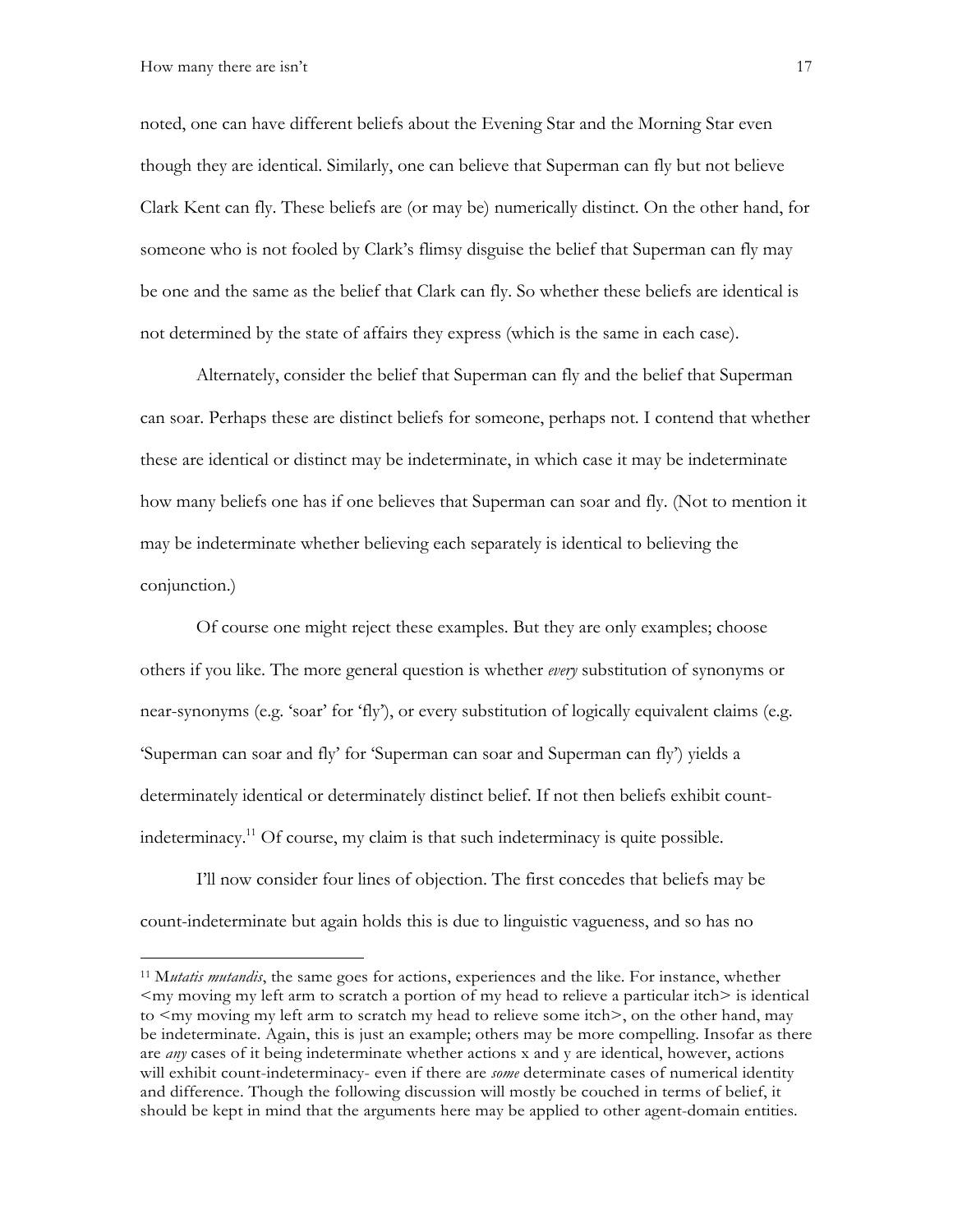noted, one can have different beliefs about the Evening Star and the Morning Star even though they are identical. Similarly, one can believe that Superman can fly but not believe Clark Kent can fly. These beliefs are (or may be) numerically distinct. On the other hand, for someone who is not fooled by Clark's flimsy disguise the belief that Superman can fly may be one and the same as the belief that Clark can fly. So whether these beliefs are identical is not determined by the state of affairs they express (which is the same in each case).

Alternately, consider the belief that Superman can fly and the belief that Superman can soar. Perhaps these are distinct beliefs for someone, perhaps not. I contend that whether these are identical or distinct may be indeterminate, in which case it may be indeterminate how many beliefs one has if one believes that Superman can soar and fly. (Not to mention it may be indeterminate whether believing each separately is identical to believing the conjunction.)

Of course one might reject these examples. But they are only examples; choose others if you like. The more general question is whether *every* substitution of synonyms or near-synonyms (e.g. 'soar' for 'fly'), or every substitution of logically equivalent claims (e.g. 'Superman can soar and fly' for 'Superman can soar and Superman can fly') yields a determinately identical or determinately distinct belief. If not then beliefs exhibit count-indeterminacy.[11] Of course, my claim is that such indeterminacy is quite possible.

I'll now consider four lines of objection. The first concedes that beliefs may be count-indeterminate but again holds this is due to linguistic vagueness, and so has no

---

[11] *Mutatis mutandis*, the same goes for actions, experiences and the like. For instance, whether <my moving my left arm to scratch a portion of my head to relieve a particular itch> is identical to <my moving my left arm to scratch my head to relieve some itch>, on the other hand, may be indeterminate. Again, this is just an example; others may be more compelling. Insofar as there are *any* cases of it being indeterminate whether actions x and y are identical, however, actions will exhibit count-indeterminacy- even if there are *some* determinate cases of numerical identity and difference. Though the following discussion will mostly be couched in terms of belief, it should be kept in mind that the arguments here may be applied to other agent-domain entities.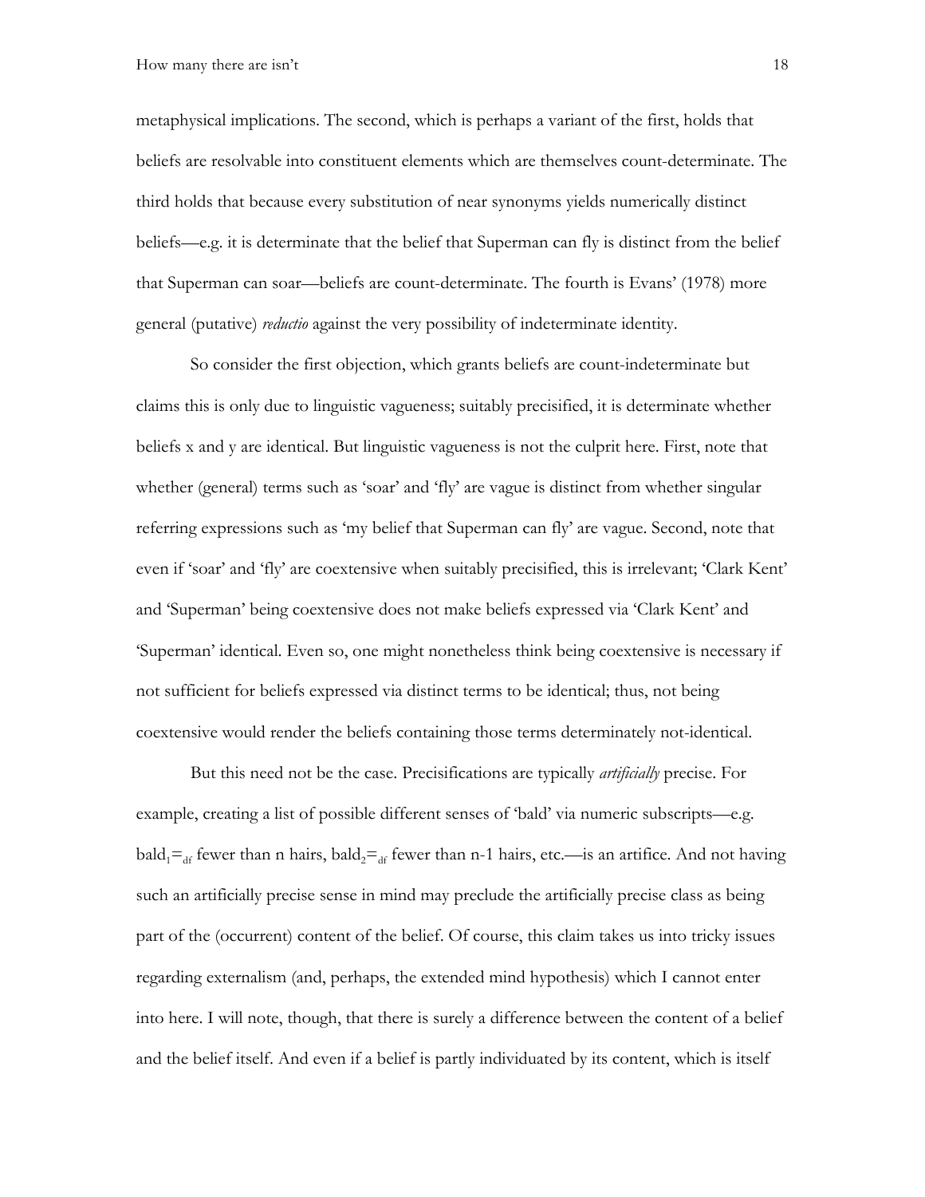metaphysical implications. The second, which is perhaps a variant of the first, holds that beliefs are resolvable into constituent elements which are themselves count-determinate. The third holds that because every substitution of near synonyms yields numerically distinct beliefs—e.g. it is determinate that the belief that Superman can fly is distinct from the belief that Superman can soar—beliefs are count-determinate. The fourth is Evans' (1978) more general (putative) *reductio* against the very possibility of indeterminate identity.

So consider the first objection, which grants beliefs are count-indeterminate but claims this is only due to linguistic vagueness; suitably precisified, it is determinate whether beliefs x and y are identical. But linguistic vagueness is not the culprit here. First, note that whether (general) terms such as 'soar' and 'fly' are vague is distinct from whether singular referring expressions such as 'my belief that Superman can fly' are vague. Second, note that even if 'soar' and 'fly' are coextensive when suitably precisified, this is irrelevant; 'Clark Kent' and 'Superman' being coextensive does not make beliefs expressed via 'Clark Kent' and 'Superman' identical. Even so, one might nonetheless think being coextensive is necessary if not sufficient for beliefs expressed via distinct terms to be identical; thus, not being coextensive would render the beliefs containing those terms determinately not-identical.

But this need not be the case. Precisifications are typically *artificially* precise. For example, creating a list of possible different senses of 'bald' via numeric subscripts—e.g. $\text{bald}_1 =_{df}$ fewer than n hairs, $\text{bald}_2 =_{df}$ fewer than n-1 hairs, etc.—is an artifice. And not having such an artificially precise sense in mind may preclude the artificially precise class as being part of the (occurrent) content of the belief. Of course, this claim takes us into tricky issues regarding externalism (and, perhaps, the extended mind hypothesis) which I cannot enter into here. I will note, though, that there is surely a difference between the content of a belief and the belief itself. And even if a belief is partly individuated by its content, which is itself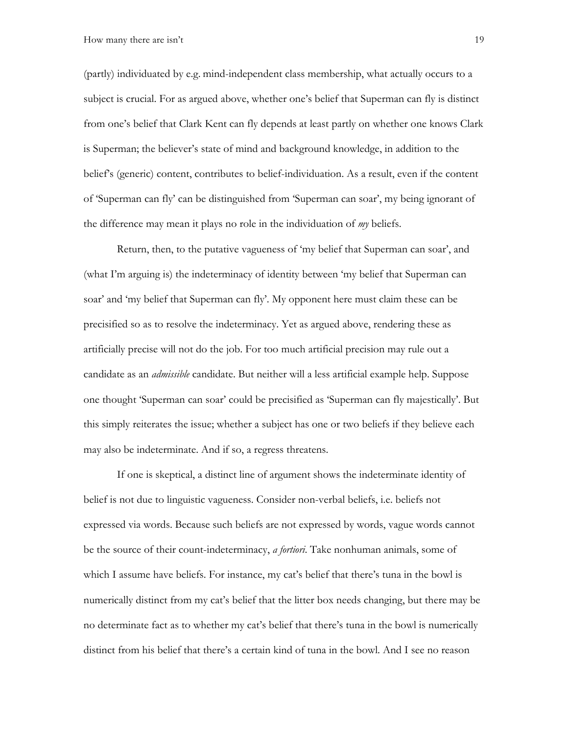(partly) individuated by e.g. mind-independent class membership, what actually occurs to a subject is crucial. For as argued above, whether one's belief that Superman can fly is distinct from one's belief that Clark Kent can fly depends at least partly on whether one knows Clark is Superman; the believer's state of mind and background knowledge, in addition to the belief's (generic) content, contributes to belief-individuation. As a result, even if the content of 'Superman can fly' can be distinguished from 'Superman can soar', my being ignorant of the difference may mean it plays no role in the individuation of *my* beliefs.

Return, then, to the putative vagueness of 'my belief that Superman can soar', and (what I'm arguing is) the indeterminacy of identity between 'my belief that Superman can soar' and 'my belief that Superman can fly'. My opponent here must claim these can be precisified so as to resolve the indeterminacy. Yet as argued above, rendering these as artificially precise will not do the job. For too much artificial precision may rule out a candidate as an *admissible* candidate. But neither will a less artificial example help. Suppose one thought 'Superman can soar' could be precisified as 'Superman can fly majestically'. But this simply reiterates the issue; whether a subject has one or two beliefs if they believe each may also be indeterminate. And if so, a regress threatens.

If one is skeptical, a distinct line of argument shows the indeterminate identity of belief is not due to linguistic vagueness. Consider non-verbal beliefs, i.e. beliefs not expressed via words. Because such beliefs are not expressed by words, vague words cannot be the source of their count-indeterminacy, *a fortiori*. Take nonhuman animals, some of which I assume have beliefs. For instance, my cat's belief that there's tuna in the bowl is numerically distinct from my cat's belief that the litter box needs changing, but there may be no determinate fact as to whether my cat's belief that there's tuna in the bowl is numerically distinct from his belief that there's a certain kind of tuna in the bowl. And I see no reason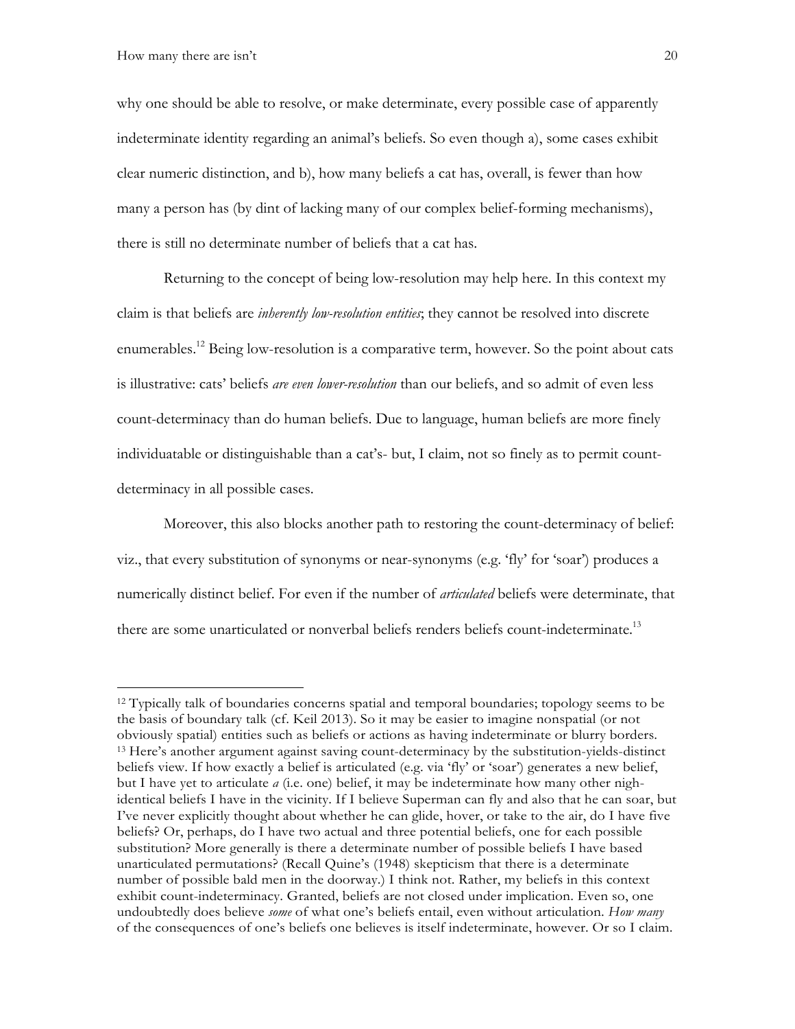why one should be able to resolve, or make determinate, every possible case of apparently indeterminate identity regarding an animal's beliefs. So even though a), some cases exhibit clear numeric distinction, and b), how many beliefs a cat has, overall, is fewer than how many a person has (by dint of lacking many of our complex belief-forming mechanisms), there is still no determinate number of beliefs that a cat has.

Returning to the concept of being low-resolution may help here. In this context my claim is that beliefs are *inherently low-resolution entities*; they cannot be resolved into discrete enumerables.[12] Being low-resolution is a comparative term, however. So the point about cats is illustrative: cats' beliefs *are even lower-resolution* than our beliefs, and so admit of even less count-determinacy than do human beliefs. Due to language, human beliefs are more finely individuatable or distinguishable than a cat's- but, I claim, not so finely as to permit count-determinacy in all possible cases.

Moreover, this also blocks another path to restoring the count-determinacy of belief: viz., that every substitution of synonyms or near-synonyms (e.g. 'fly' for 'soar') produces a numerically distinct belief. For even if the number of *articulated* beliefs were determinate, that there are some unarticulated or nonverbal beliefs renders beliefs count-indeterminate.[13]

---

[12] Typically talk of boundaries concerns spatial and temporal boundaries; topology seems to be the basis of boundary talk (cf. Keil 2013). So it may be easier to imagine nonspatial (or not obviously spatial) entities such as beliefs or actions as having indeterminate or blurry borders.

[13] Here's another argument against saving count-determinacy by the substitution-yields-distinct beliefs view. If how exactly a belief is articulated (e.g. via 'fly' or 'soar') generates a new belief, but I have yet to articulate *a* (i.e. one) belief, it may be indeterminate how many other nigh-identical beliefs I have in the vicinity. If I believe Superman can fly and also that he can soar, but I've never explicitly thought about whether he can glide, hover, or take to the air, do I have five beliefs? Or, perhaps, do I have two actual and three potential beliefs, one for each possible substitution? More generally is there a determinate number of possible beliefs I have based unarticulated permutations? (Recall Quine's (1948) skepticism that there is a determinate number of possible bald men in the doorway.) I think not. Rather, my beliefs in this context exhibit count-indeterminacy. Granted, beliefs are not closed under implication. Even so, one undoubtedly does believe *some* of what one's beliefs entail, even without articulation. *How many* of the consequences of one's beliefs one believes is itself indeterminate, however. Or so I claim.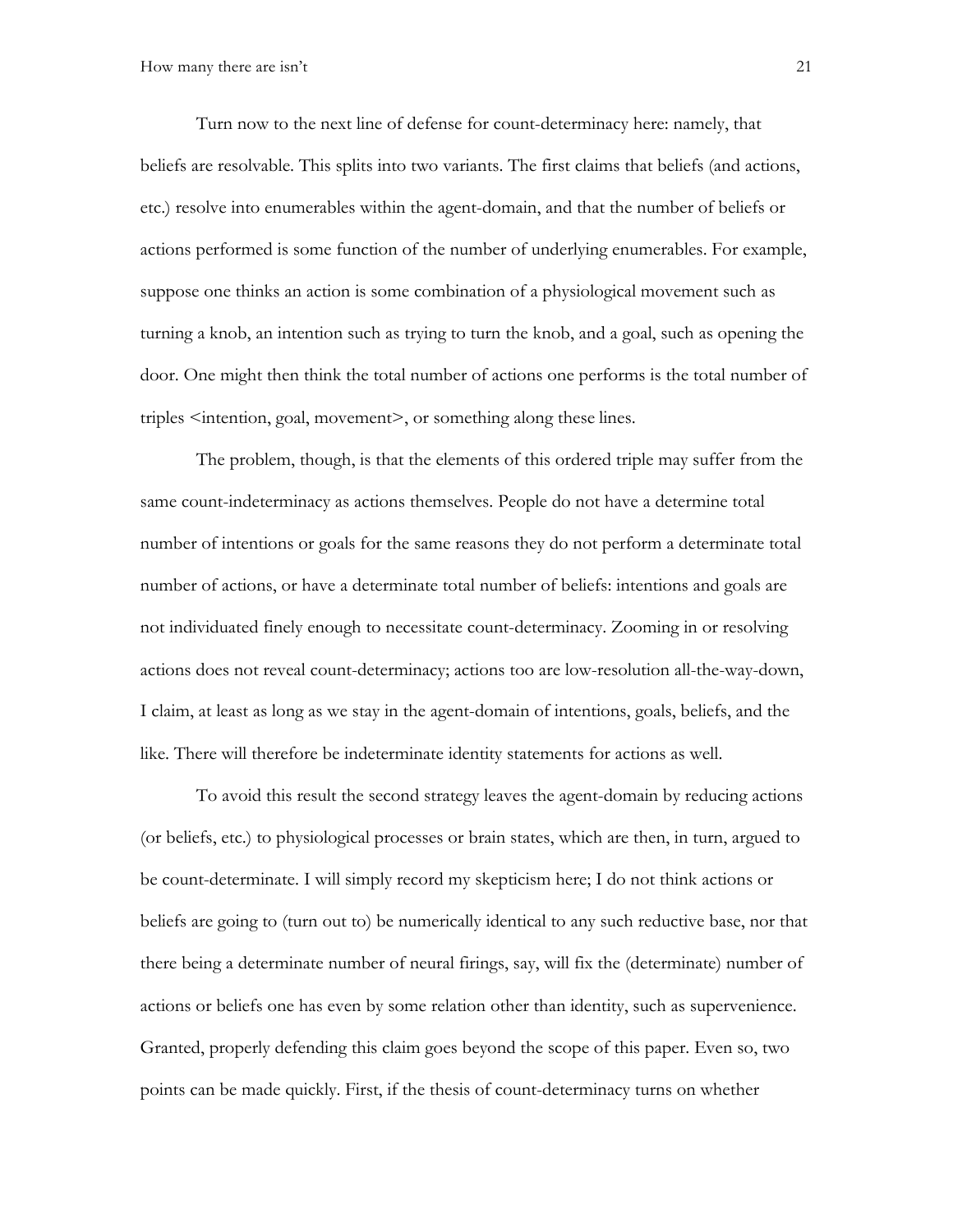Turn now to the next line of defense for count-determinacy here: namely, that beliefs are resolvable. This splits into two variants. The first claims that beliefs (and actions, etc.) resolve into enumerables within the agent-domain, and that the number of beliefs or actions performed is some function of the number of underlying enumerables. For example, suppose one thinks an action is some combination of a physiological movement such as turning a knob, an intention such as trying to turn the knob, and a goal, such as opening the door. One might then think the total number of actions one performs is the total number of triples <intention, goal, movement>, or something along these lines.

The problem, though, is that the elements of this ordered triple may suffer from the same count-indeterminacy as actions themselves. People do not have a determine total number of intentions or goals for the same reasons they do not perform a determinate total number of actions, or have a determinate total number of beliefs: intentions and goals are not individuated finely enough to necessitate count-determinacy. Zooming in or resolving actions does not reveal count-determinacy; actions too are low-resolution all-the-way-down, I claim, at least as long as we stay in the agent-domain of intentions, goals, beliefs, and the like. There will therefore be indeterminate identity statements for actions as well.

To avoid this result the second strategy leaves the agent-domain by reducing actions (or beliefs, etc.) to physiological processes or brain states, which are then, in turn, argued to be count-determinate. I will simply record my skepticism here; I do not think actions or beliefs are going to (turn out to) be numerically identical to any such reductive base, nor that there being a determinate number of neural firings, say, will fix the (determinate) number of actions or beliefs one has even by some relation other than identity, such as supervenience. Granted, properly defending this claim goes beyond the scope of this paper. Even so, two points can be made quickly. First, if the thesis of count-determinacy turns on whether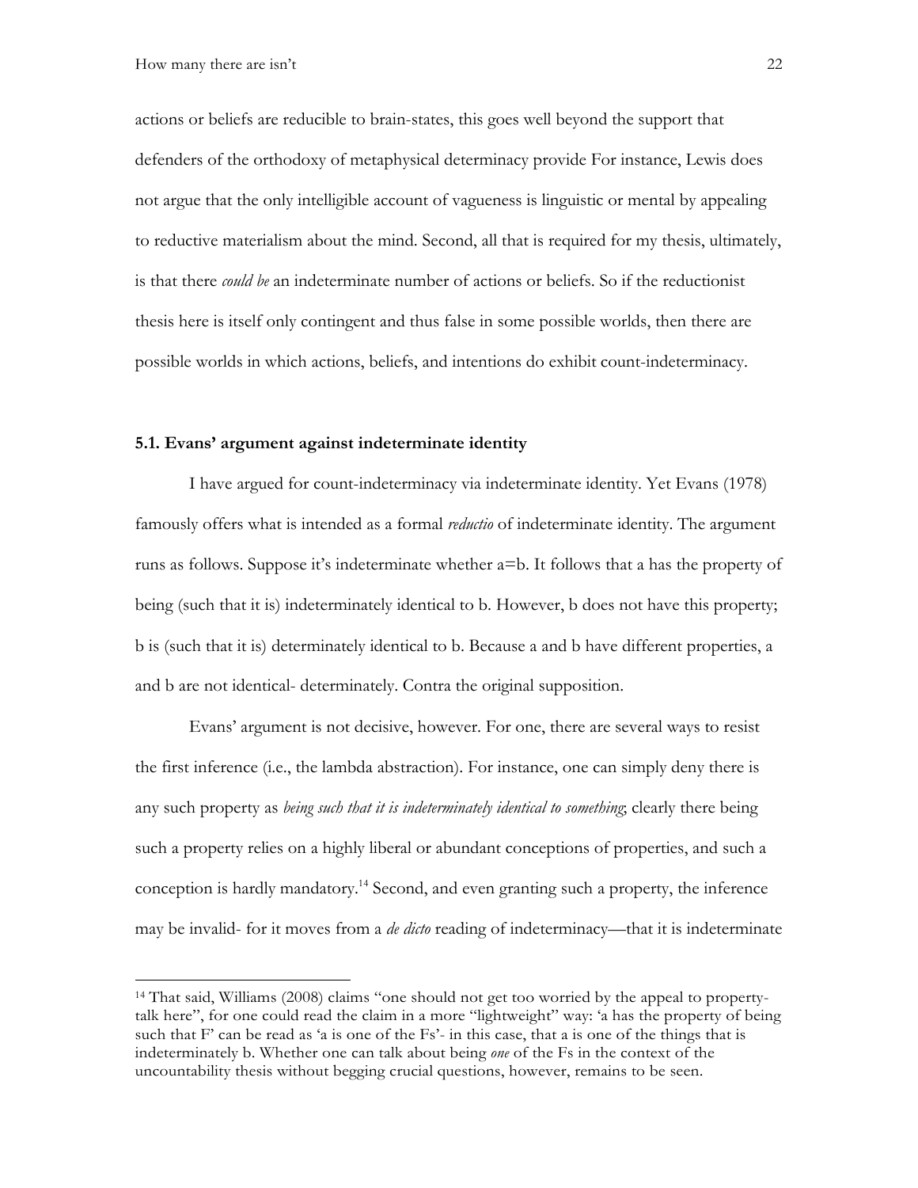actions or beliefs are reducible to brain-states, this goes well beyond the support that defenders of the orthodoxy of metaphysical determinacy provide For instance, Lewis does not argue that the only intelligible account of vagueness is linguistic or mental by appealing to reductive materialism about the mind. Second, all that is required for my thesis, ultimately, is that there *could be* an indeterminate number of actions or beliefs. So if the reductionist thesis here is itself only contingent and thus false in some possible worlds, then there are possible worlds in which actions, beliefs, and intentions do exhibit count-indeterminacy.

### 5.1. Evans' argument against indeterminate identity

I have argued for count-indeterminacy via indeterminate identity. Yet Evans (1978) famously offers what is intended as a formal *reductio* of indeterminate identity. The argument runs as follows. Suppose it's indeterminate whether a=b. It follows that a has the property of being (such that it is) indeterminately identical to b. However, b does not have this property; b is (such that it is) determinately identical to b. Because a and b have different properties, a and b are not identical- determinately. Contra the original supposition.

Evans' argument is not decisive, however. For one, there are several ways to resist the first inference (i.e., the lambda abstraction). For instance, one can simply deny there is any such property as *being such that it is indeterminately identical to something*; clearly there being such a property relies on a highly liberal or abundant conceptions of properties, and such a conception is hardly mandatory.[14] Second, and even granting such a property, the inference may be invalid- for it moves from a *de dicto* reading of indeterminacy—that it is indeterminate

[14] That said, Williams (2008) claims "one should not get too worried by the appeal to property-talk here", for one could read the claim in a more "lightweight" way: 'a has the property of being such that F' can be read as 'a is one of the Fs'- in this case, that a is one of the things that is indeterminately b. Whether one can talk about being *one* of the Fs in the context of the uncountability thesis without begging crucial questions, however, remains to be seen.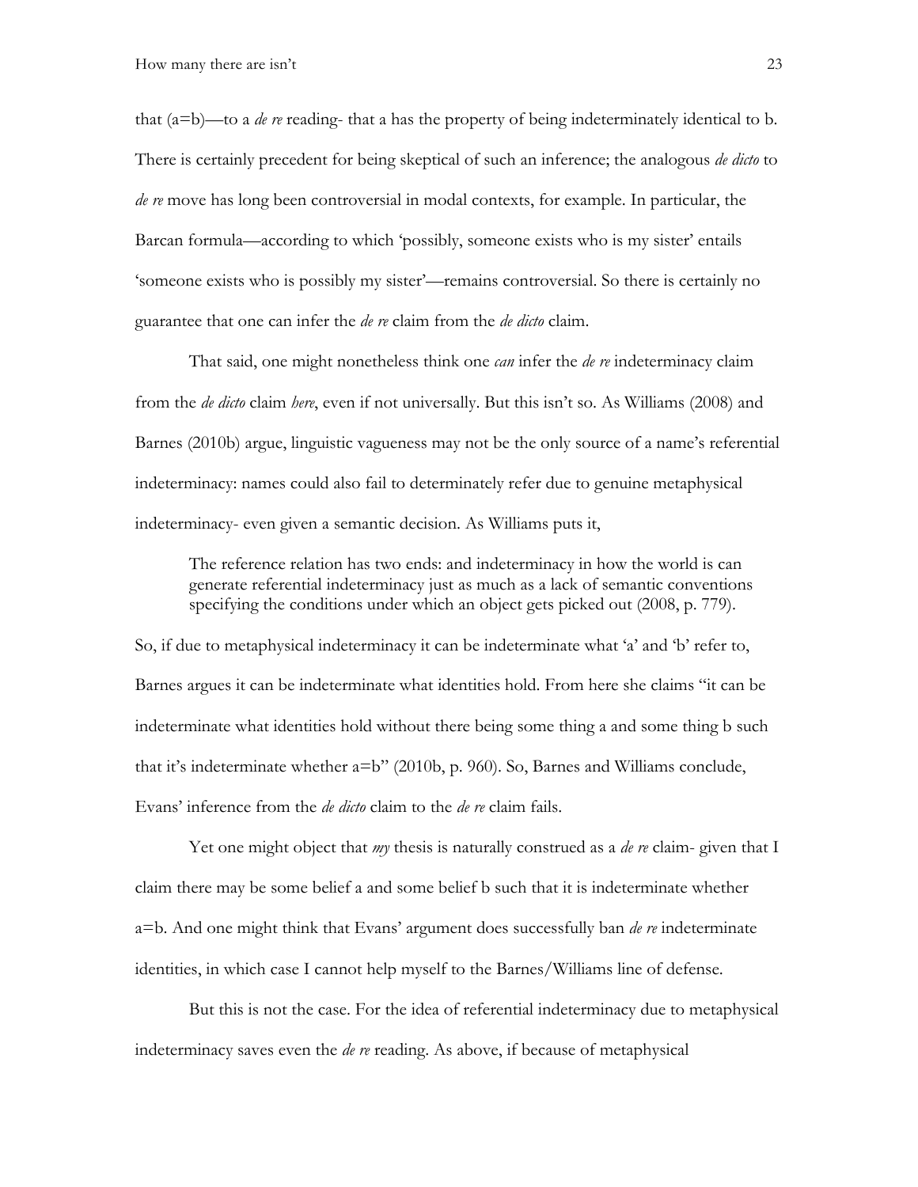that (a=b)—to a *de re* reading- that a has the property of being indeterminately identical to b. There is certainly precedent for being skeptical of such an inference; the analogous *de dicto* to *de re* move has long been controversial in modal contexts, for example. In particular, the Barcan formula—according to which 'possibly, someone exists who is my sister' entails 'someone exists who is possibly my sister'—remains controversial. So there is certainly no guarantee that one can infer the *de re* claim from the *de dicto* claim.

That said, one might nonetheless think one *can* infer the *de re* indeterminacy claim from the *de dicto* claim *here*, even if not universally. But this isn't so. As Williams (2008) and Barnes (2010b) argue, linguistic vagueness may not be the only source of a name's referential indeterminacy: names could also fail to determinately refer due to genuine metaphysical indeterminacy- even given a semantic decision. As Williams puts it,

> The reference relation has two ends: and indeterminacy in how the world is can generate referential indeterminacy just as much as a lack of semantic conventions specifying the conditions under which an object gets picked out (2008, p. 779).

So, if due to metaphysical indeterminacy it can be indeterminate what 'a' and 'b' refer to, Barnes argues it can be indeterminate what identities hold. From here she claims "it can be indeterminate what identities hold without there being some thing a and some thing b such that it's indeterminate whether a=b" (2010b, p. 960). So, Barnes and Williams conclude, Evans' inference from the *de dicto* claim to the *de re* claim fails.

Yet one might object that *my* thesis is naturally construed as a *de re* claim- given that I claim there may be some belief a and some belief b such that it is indeterminate whether a=b. And one might think that Evans' argument does successfully ban *de re* indeterminate identities, in which case I cannot help myself to the Barnes/Williams line of defense.

But this is not the case. For the idea of referential indeterminacy due to metaphysical indeterminacy saves even the *de re* reading. As above, if because of metaphysical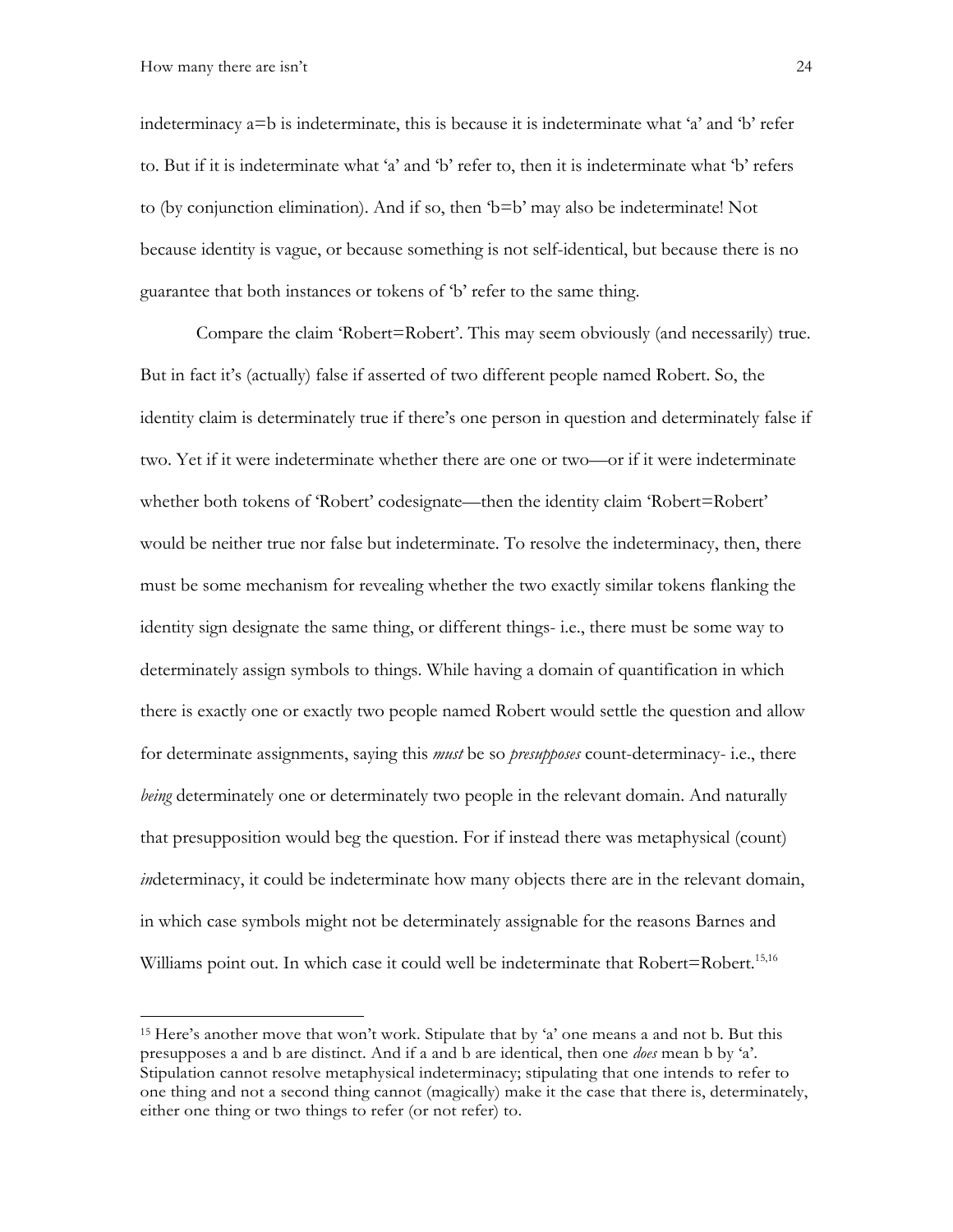indeterminacy a=b is indeterminate, this is because it is indeterminate what 'a' and 'b' refer to. But if it is indeterminate what 'a' and 'b' refer to, then it is indeterminate what 'b' refers to (by conjunction elimination). And if so, then 'b=b' may also be indeterminate! Not because identity is vague, or because something is not self-identical, but because there is no guarantee that both instances or tokens of 'b' refer to the same thing.

Compare the claim 'Robert=Robert'. This may seem obviously (and necessarily) true. But in fact it's (actually) false if asserted of two different people named Robert. So, the identity claim is determinately true if there's one person in question and determinately false if two. Yet if it were indeterminate whether there are one or two—or if it were indeterminate whether both tokens of 'Robert' codesignate—then the identity claim 'Robert=Robert' would be neither true nor false but indeterminate. To resolve the indeterminacy, then, there must be some mechanism for revealing whether the two exactly similar tokens flanking the identity sign designate the same thing, or different things- i.e., there must be some way to determinately assign symbols to things. While having a domain of quantification in which there is exactly one or exactly two people named Robert would settle the question and allow for determinate assignments, saying this *must* be so *presupposes* count-determinacy- i.e., there *being* determinately one or determinately two people in the relevant domain. And naturally that presupposition would beg the question. For if instead there was metaphysical (count) *in*determinacy, it could be indeterminate how many objects there are in the relevant domain, in which case symbols might not be determinately assignable for the reasons Barnes and Williams point out. In which case it could well be indeterminate that Robert=Robert.[15,16]

[15] Here's another move that won't work. Stipulate that by 'a' one means a and not b. But this presupposes a and b are distinct. And if a and b are identical, then one *does* mean b by 'a'. Stipulation cannot resolve metaphysical indeterminacy; stipulating that one intends to refer to one thing and not a second thing cannot (magically) make it the case that there is, determinately, either one thing or two things to refer (or not refer) to.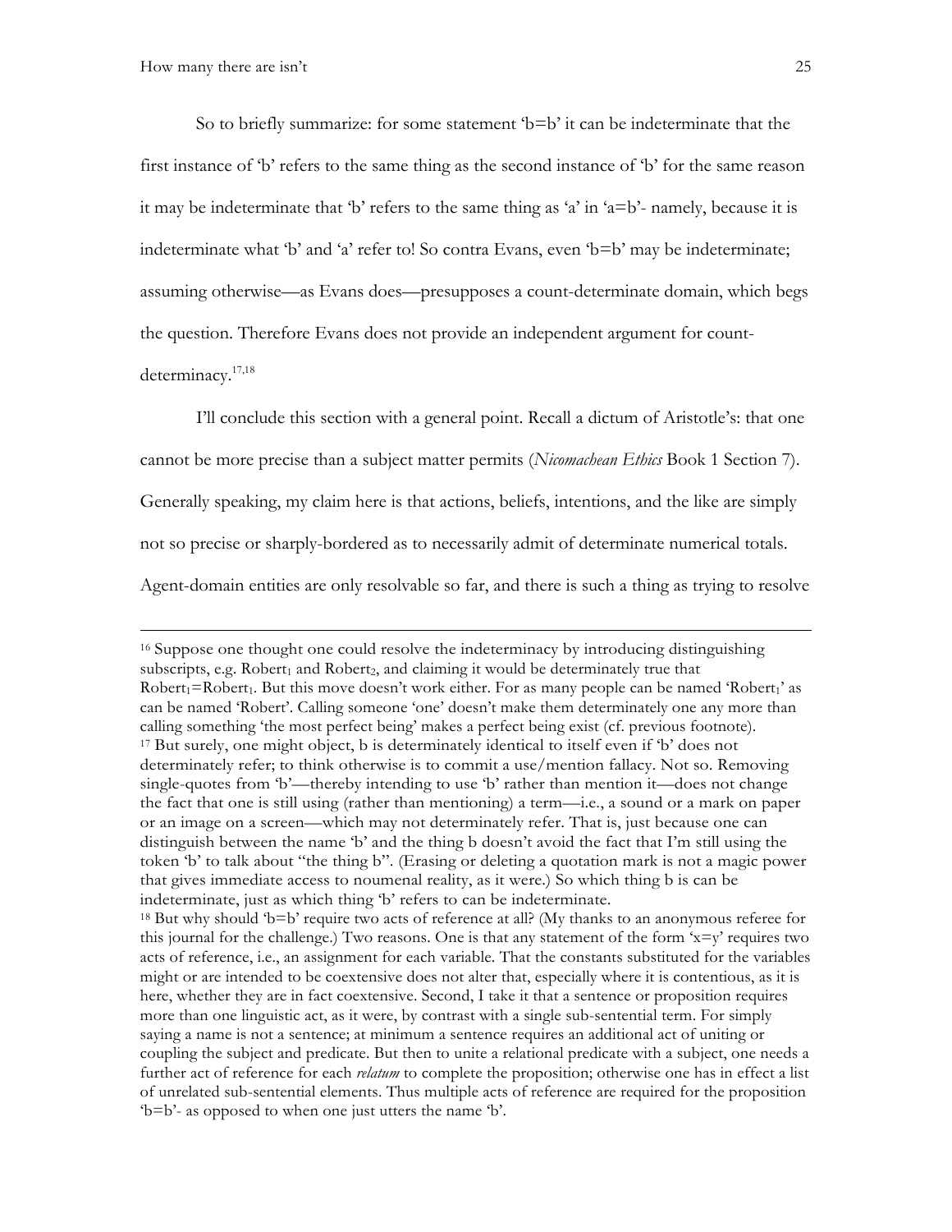So to briefly summarize: for some statement 'b=b' it can be indeterminate that the first instance of 'b' refers to the same thing as the second instance of 'b' for the same reason it may be indeterminate that 'b' refers to the same thing as 'a' in 'a=b'- namely, because it is indeterminate what 'b' and 'a' refer to! So contra Evans, even 'b=b' may be indeterminate; assuming otherwise—as Evans does—presupposes a count-determinate domain, which begs the question. Therefore Evans does not provide an independent argument for count-determinacy.[17,18]

I'll conclude this section with a general point. Recall a dictum of Aristotle's: that one cannot be more precise than a subject matter permits (*Nicomachean Ethics* Book 1 Section 7). Generally speaking, my claim here is that actions, beliefs, intentions, and the like are simply not so precise or sharply-bordered as to necessarily admit of determinate numerical totals. Agent-domain entities are only resolvable so far, and there is such a thing as trying to resolve

---

[16] Suppose one thought one could resolve the indeterminacy by introducing distinguishing subscripts, e.g. $\text{Robert}_1$ and $\text{Robert}_2$, and claiming it would be determinately true that $\text{Robert}_1=\text{Robert}_1$. But this move doesn't work either. For as many people can be named '$\text{Robert}_1$' as can be named 'Robert'. Calling someone 'one' doesn't make them determinately one any more than calling something 'the most perfect being' makes a perfect being exist (cf. previous footnote).

[17] But surely, one might object, b is determinately identical to itself even if 'b' does not determinately refer; to think otherwise is to commit a use/mention fallacy. Not so. Removing single-quotes from 'b'—thereby intending to use 'b' rather than mention it—does not change the fact that one is still using (rather than mentioning) a term—i.e., a sound or a mark on paper or an image on a screen—which may not determinately refer. That is, just because one can distinguish between the name 'b' and the thing b doesn't avoid the fact that I'm still using the token 'b' to talk about "the thing b". (Erasing or deleting a quotation mark is not a magic power that gives immediate access to noumenal reality, as it were.) So which thing b is can be indeterminate, just as which thing 'b' refers to can be indeterminate.

[18] But why should 'b=b' require two acts of reference at all? (My thanks to an anonymous referee for this journal for the challenge.) Two reasons. One is that any statement of the form 'x=y' requires two acts of reference, i.e., an assignment for each variable. That the constants substituted for the variables might or are intended to be coextensive does not alter that, especially where it is contentious, as it is here, whether they are in fact coextensive. Second, I take it that a sentence or proposition requires more than one linguistic act, as it were, by contrast with a single sub-sentential term. For simply saying a name is not a sentence; at minimum a sentence requires an additional act of uniting or coupling the subject and predicate. But then to unite a relational predicate with a subject, one needs a further act of reference for each *relatum* to complete the proposition; otherwise one has in effect a list of unrelated sub-sentential elements. Thus multiple acts of reference are required for the proposition 'b=b'- as opposed to when one just utters the name 'b'.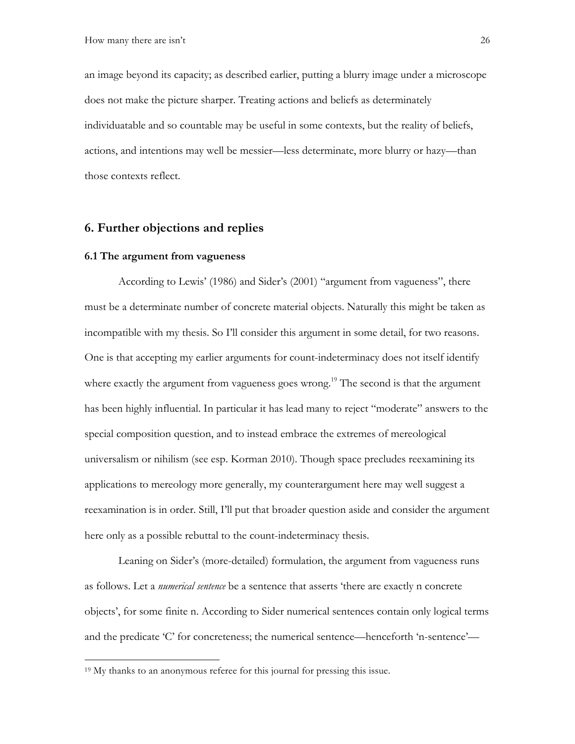an image beyond its capacity; as described earlier, putting a blurry image under a microscope does not make the picture sharper. Treating actions and beliefs as determinately individuatable and so countable may be useful in some contexts, but the reality of beliefs, actions, and intentions may well be messier—less determinate, more blurry or hazy—than those contexts reflect.

## 6. Further objections and replies

### 6.1 The argument from vagueness

According to Lewis' (1986) and Sider's (2001) "argument from vagueness", there must be a determinate number of concrete material objects. Naturally this might be taken as incompatible with my thesis. So I'll consider this argument in some detail, for two reasons. One is that accepting my earlier arguments for count-indeterminacy does not itself identify where exactly the argument from vagueness goes wrong.[19] The second is that the argument has been highly influential. In particular it has lead many to reject "moderate" answers to the special composition question, and to instead embrace the extremes of mereological universalism or nihilism (see esp. Korman 2010). Though space precludes reexamining its applications to mereology more generally, my counterargument here may well suggest a reexamination is in order. Still, I'll put that broader question aside and consider the argument here only as a possible rebuttal to the count-indeterminacy thesis.

Leaning on Sider's (more-detailed) formulation, the argument from vagueness runs as follows. Let a *numerical sentence* be a sentence that asserts 'there are exactly n concrete objects', for some finite n. According to Sider numerical sentences contain only logical terms and the predicate 'C' for concreteness; the numerical sentence—henceforth 'n-sentence'—

[19] My thanks to an anonymous referee for this journal for pressing this issue.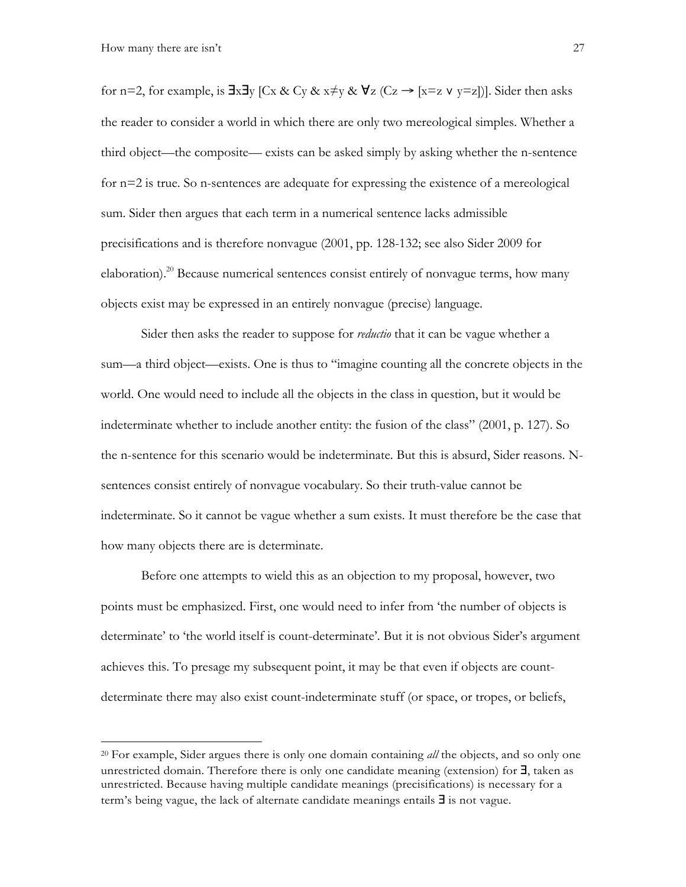for n=2, for example, is $\exists x \exists y\, [Cx \,\&\, Cy \,\&\, x \neq y \,\&\, \forall z\, (Cz \rightarrow [x=z \vee y=z])]$. Sider then asks the reader to consider a world in which there are only two mereological simples. Whether a third object—the composite— exists can be asked simply by asking whether the n-sentence for n=2 is true. So n-sentences are adequate for expressing the existence of a mereological sum. Sider then argues that each term in a numerical sentence lacks admissible precisifications and is therefore nonvague (2001, pp. 128-132; see also Sider 2009 for elaboration).[20] Because numerical sentences consist entirely of nonvague terms, how many objects exist may be expressed in an entirely nonvague (precise) language.

Sider then asks the reader to suppose for *reductio* that it can be vague whether a sum—a third object—exists. One is thus to "imagine counting all the concrete objects in the world. One would need to include all the objects in the class in question, but it would be indeterminate whether to include another entity: the fusion of the class" (2001, p. 127). So the n-sentence for this scenario would be indeterminate. But this is absurd, Sider reasons. N-sentences consist entirely of nonvague vocabulary. So their truth-value cannot be indeterminate. So it cannot be vague whether a sum exists. It must therefore be the case that how many objects there are is determinate.

Before one attempts to wield this as an objection to my proposal, however, two points must be emphasized. First, one would need to infer from 'the number of objects is determinate' to 'the world itself is count-determinate'. But it is not obvious Sider's argument achieves this. To presage my subsequent point, it may be that even if objects are count-determinate there may also exist count-indeterminate stuff (or space, or tropes, or beliefs,

---

[20] For example, Sider argues there is only one domain containing *all* the objects, and so only one unrestricted domain. Therefore there is only one candidate meaning (extension) for $\exists$, taken as unrestricted. Because having multiple candidate meanings (precisifications) is necessary for a term's being vague, the lack of alternate candidate meanings entails $\exists$ is not vague.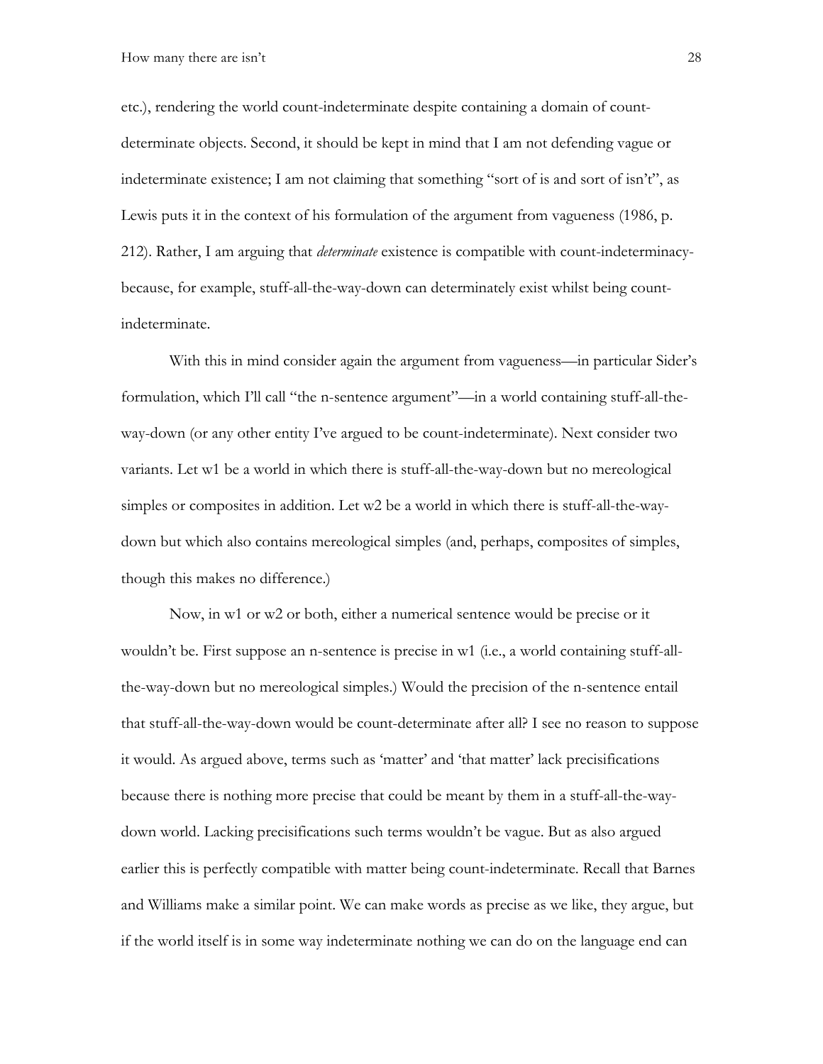etc.), rendering the world count-indeterminate despite containing a domain of count-determinate objects. Second, it should be kept in mind that I am not defending vague or indeterminate existence; I am not claiming that something "sort of is and sort of isn't", as Lewis puts it in the context of his formulation of the argument from vagueness (1986, p. 212). Rather, I am arguing that *determinate* existence is compatible with count-indeterminacy-because, for example, stuff-all-the-way-down can determinately exist whilst being count-indeterminate.

With this in mind consider again the argument from vagueness—in particular Sider's formulation, which I'll call "the n-sentence argument"—in a world containing stuff-all-the-way-down (or any other entity I've argued to be count-indeterminate). Next consider two variants. Let w1 be a world in which there is stuff-all-the-way-down but no mereological simples or composites in addition. Let w2 be a world in which there is stuff-all-the-way-down but which also contains mereological simples (and, perhaps, composites of simples, though this makes no difference.)

Now, in w1 or w2 or both, either a numerical sentence would be precise or it wouldn't be. First suppose an n-sentence is precise in w1 (i.e., a world containing stuff-all-the-way-down but no mereological simples.) Would the precision of the n-sentence entail that stuff-all-the-way-down would be count-determinate after all? I see no reason to suppose it would. As argued above, terms such as 'matter' and 'that matter' lack precisifications because there is nothing more precise that could be meant by them in a stuff-all-the-way-down world. Lacking precisifications such terms wouldn't be vague. But as also argued earlier this is perfectly compatible with matter being count-indeterminate. Recall that Barnes and Williams make a similar point. We can make words as precise as we like, they argue, but if the world itself is in some way indeterminate nothing we can do on the language end can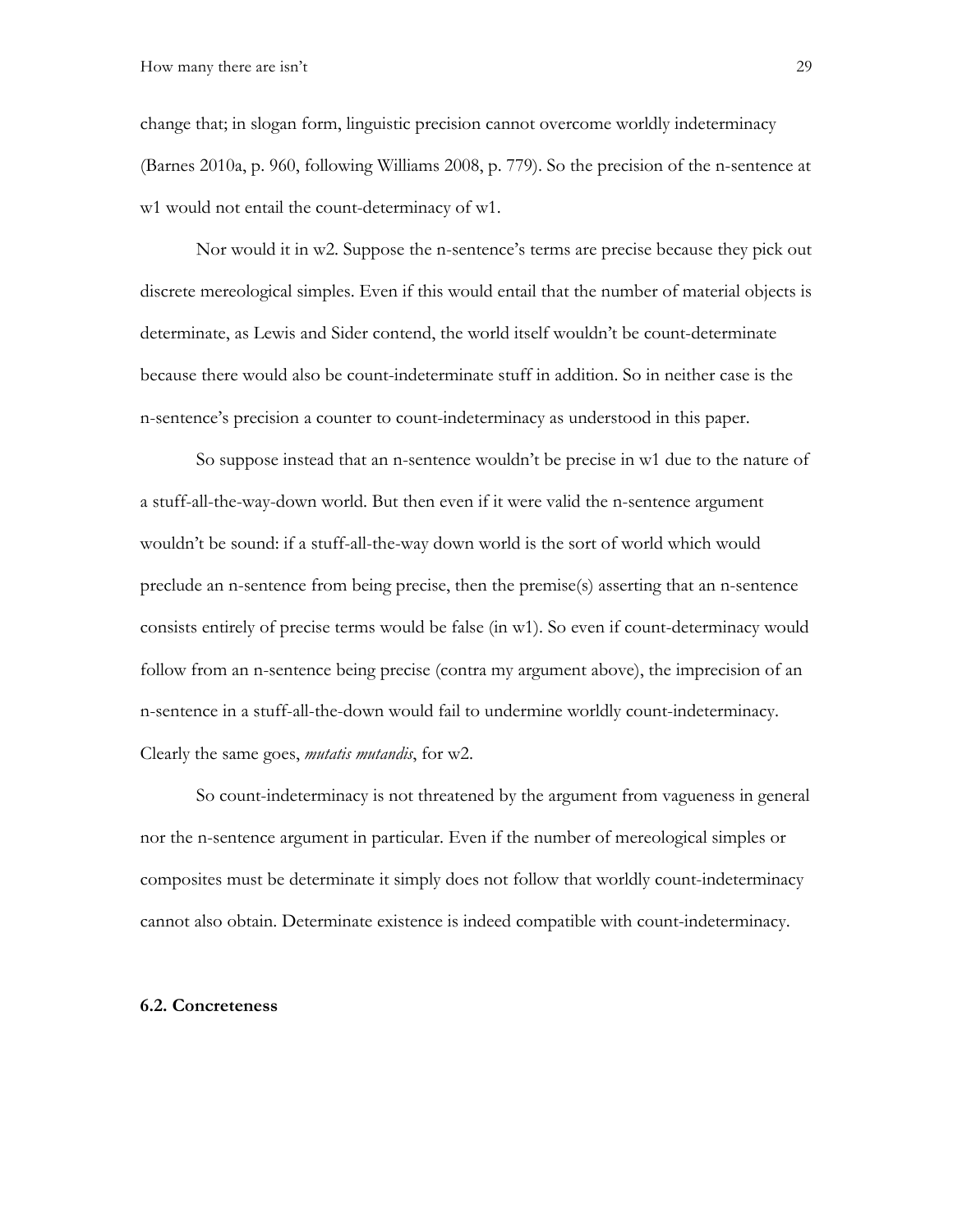change that; in slogan form, linguistic precision cannot overcome worldly indeterminacy (Barnes 2010a, p. 960, following Williams 2008, p. 779). So the precision of the n-sentence at w1 would not entail the count-determinacy of w1.

Nor would it in w2. Suppose the n-sentence's terms are precise because they pick out discrete mereological simples. Even if this would entail that the number of material objects is determinate, as Lewis and Sider contend, the world itself wouldn't be count-determinate because there would also be count-indeterminate stuff in addition. So in neither case is the n-sentence's precision a counter to count-indeterminacy as understood in this paper.

So suppose instead that an n-sentence wouldn't be precise in w1 due to the nature of a stuff-all-the-way-down world. But then even if it were valid the n-sentence argument wouldn't be sound: if a stuff-all-the-way down world is the sort of world which would preclude an n-sentence from being precise, then the premise(s) asserting that an n-sentence consists entirely of precise terms would be false (in w1). So even if count-determinacy would follow from an n-sentence being precise (contra my argument above), the imprecision of an n-sentence in a stuff-all-the-down would fail to undermine worldly count-indeterminacy. Clearly the same goes, *mutatis mutandis*, for w2.

So count-indeterminacy is not threatened by the argument from vagueness in general nor the n-sentence argument in particular. Even if the number of mereological simples or composites must be determinate it simply does not follow that worldly count-indeterminacy cannot also obtain. Determinate existence is indeed compatible with count-indeterminacy.

### 6.2. Concreteness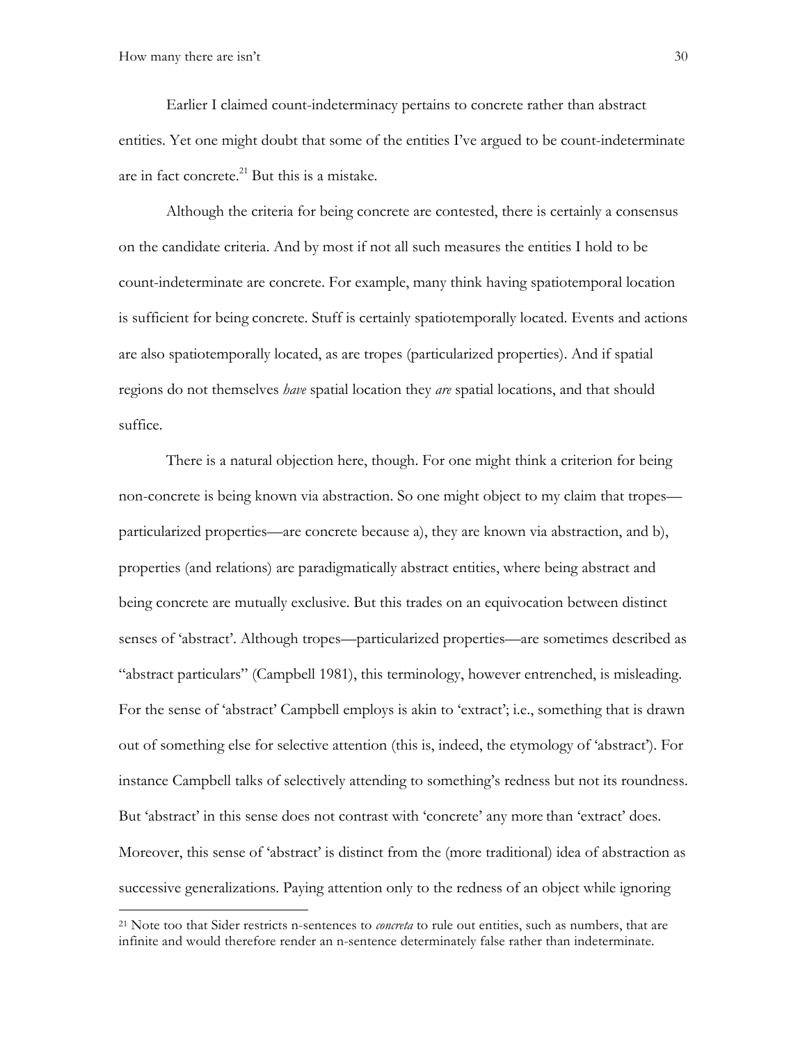Earlier I claimed count-indeterminacy pertains to concrete rather than abstract entities. Yet one might doubt that some of the entities I've argued to be count-indeterminate are in fact concrete.[21] But this is a mistake.

Although the criteria for being concrete are contested, there is certainly a consensus on the candidate criteria. And by most if not all such measures the entities I hold to be count-indeterminate are concrete. For example, many think having spatiotemporal location is sufficient for being concrete. Stuff is certainly spatiotemporally located. Events and actions are also spatiotemporally located, as are tropes (particularized properties). And if spatial regions do not themselves *have* spatial location they *are* spatial locations, and that should suffice.

There is a natural objection here, though. For one might think a criterion for being non-concrete is being known via abstraction. So one might object to my claim that tropes—particularized properties—are concrete because a), they are known via abstraction, and b), properties (and relations) are paradigmatically abstract entities, where being abstract and being concrete are mutually exclusive. But this trades on an equivocation between distinct senses of 'abstract'. Although tropes—particularized properties—are sometimes described as "abstract particulars" (Campbell 1981), this terminology, however entrenched, is misleading. For the sense of 'abstract' Campbell employs is akin to 'extract'; i.e., something that is drawn out of something else for selective attention (this is, indeed, the etymology of 'abstract'). For instance Campbell talks of selectively attending to something's redness but not its roundness. But 'abstract' in this sense does not contrast with 'concrete' any more than 'extract' does. Moreover, this sense of 'abstract' is distinct from the (more traditional) idea of abstraction as successive generalizations. Paying attention only to the redness of an object while ignoring

---

[21] Note too that Sider restricts n-sentences to *concreta* to rule out entities, such as numbers, that are infinite and would therefore render an n-sentence determinately false rather than indeterminate.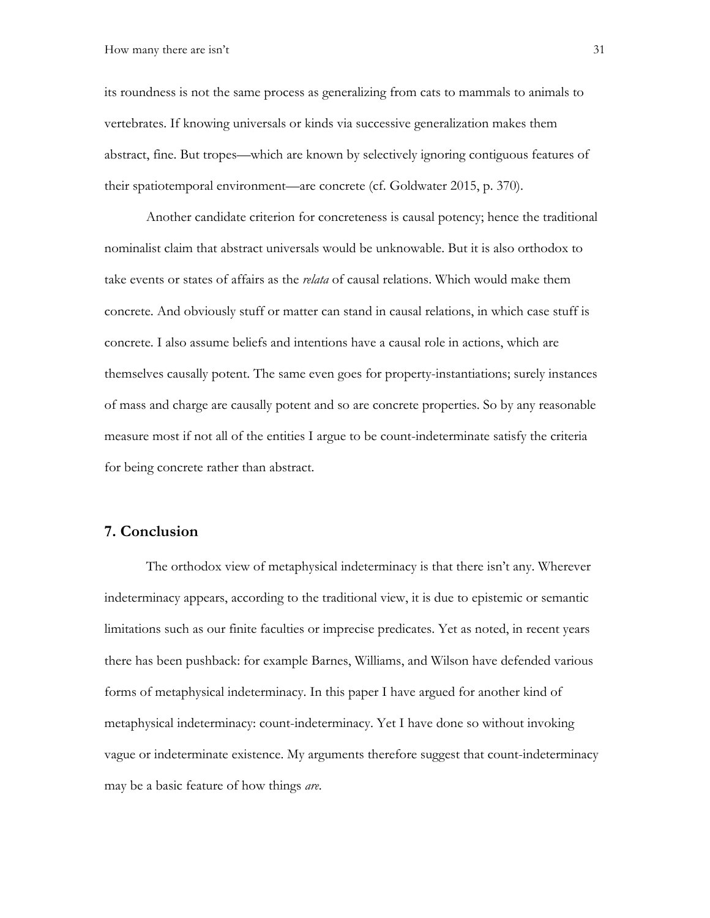its roundness is not the same process as generalizing from cats to mammals to animals to vertebrates. If knowing universals or kinds via successive generalization makes them abstract, fine. But tropes—which are known by selectively ignoring contiguous features of their spatiotemporal environment—are concrete (cf. Goldwater 2015, p. 370).

Another candidate criterion for concreteness is causal potency; hence the traditional nominalist claim that abstract universals would be unknowable. But it is also orthodox to take events or states of affairs as the *relata* of causal relations. Which would make them concrete. And obviously stuff or matter can stand in causal relations, in which case stuff is concrete. I also assume beliefs and intentions have a causal role in actions, which are themselves causally potent. The same even goes for property-instantiations; surely instances of mass and charge are causally potent and so are concrete properties. So by any reasonable measure most if not all of the entities I argue to be count-indeterminate satisfy the criteria for being concrete rather than abstract.

## 7. Conclusion

The orthodox view of metaphysical indeterminacy is that there isn't any. Wherever indeterminacy appears, according to the traditional view, it is due to epistemic or semantic limitations such as our finite faculties or imprecise predicates. Yet as noted, in recent years there has been pushback: for example Barnes, Williams, and Wilson have defended various forms of metaphysical indeterminacy. In this paper I have argued for another kind of metaphysical indeterminacy: count-indeterminacy. Yet I have done so without invoking vague or indeterminate existence. My arguments therefore suggest that count-indeterminacy may be a basic feature of how things *are*.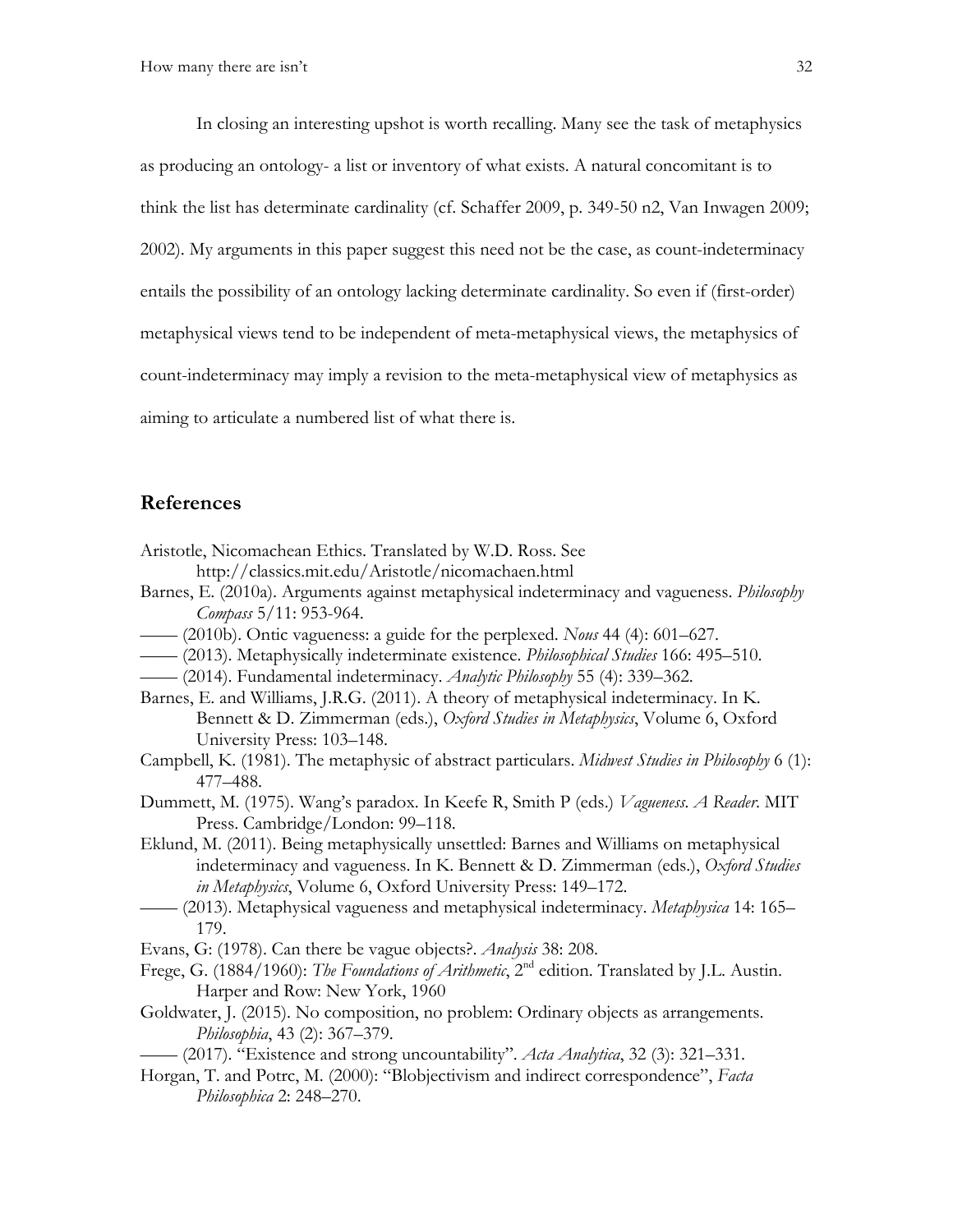In closing an interesting upshot is worth recalling. Many see the task of metaphysics as producing an ontology- a list or inventory of what exists. A natural concomitant is to think the list has determinate cardinality (cf. Schaffer 2009, p. 349-50 n2, Van Inwagen 2009; 2002). My arguments in this paper suggest this need not be the case, as count-indeterminacy entails the possibility of an ontology lacking determinate cardinality. So even if (first-order) metaphysical views tend to be independent of meta-metaphysical views, the metaphysics of count-indeterminacy may imply a revision to the meta-metaphysical view of metaphysics as aiming to articulate a numbered list of what there is.

## References

Aristotle, Nicomachean Ethics. Translated by W.D. Ross. See http://classics.mit.edu/Aristotle/nicomachaen.html

Barnes, E. (2010a). Arguments against metaphysical indeterminacy and vagueness. *Philosophy Compass* 5/11: 953-964.

—— (2010b). Ontic vagueness: a guide for the perplexed. *Nous* 44 (4): 601–627.

—— (2013). Metaphysically indeterminate existence. *Philosophical Studies* 166: 495–510.

—— (2014). Fundamental indeterminacy. *Analytic Philosophy* 55 (4): 339–362.

Barnes, E. and Williams, J.R.G. (2011). A theory of metaphysical indeterminacy. In K. Bennett & D. Zimmerman (eds.), *Oxford Studies in Metaphysics*, Volume 6, Oxford University Press: 103–148.

Campbell, K. (1981). The metaphysic of abstract particulars. *Midwest Studies in Philosophy* 6 (1): 477–488.

Dummett, M. (1975). Wang's paradox. In Keefe R, Smith P (eds.) *Vagueness. A Reader*. MIT Press. Cambridge/London: 99–118.

Eklund, M. (2011). Being metaphysically unsettled: Barnes and Williams on metaphysical indeterminacy and vagueness. In K. Bennett & D. Zimmerman (eds.), *Oxford Studies in Metaphysics*, Volume 6, Oxford University Press: 149–172.

—— (2013). Metaphysical vagueness and metaphysical indeterminacy. *Metaphysica* 14: 165–179.

Evans, G: (1978). Can there be vague objects?. *Analysis* 38: 208.

Frege, G. (1884/1960): *The Foundations of Arithmetic*, 2nd edition. Translated by J.L. Austin. Harper and Row: New York, 1960

Goldwater, J. (2015). No composition, no problem: Ordinary objects as arrangements. *Philosophia*, 43 (2): 367–379.

—— (2017). "Existence and strong uncountability". *Acta Analytica*, 32 (3): 321–331.

Horgan, T. and Potrc, M. (2000): "Blobjectivism and indirect correspondence", *Facta Philosophica* 2: 248–270.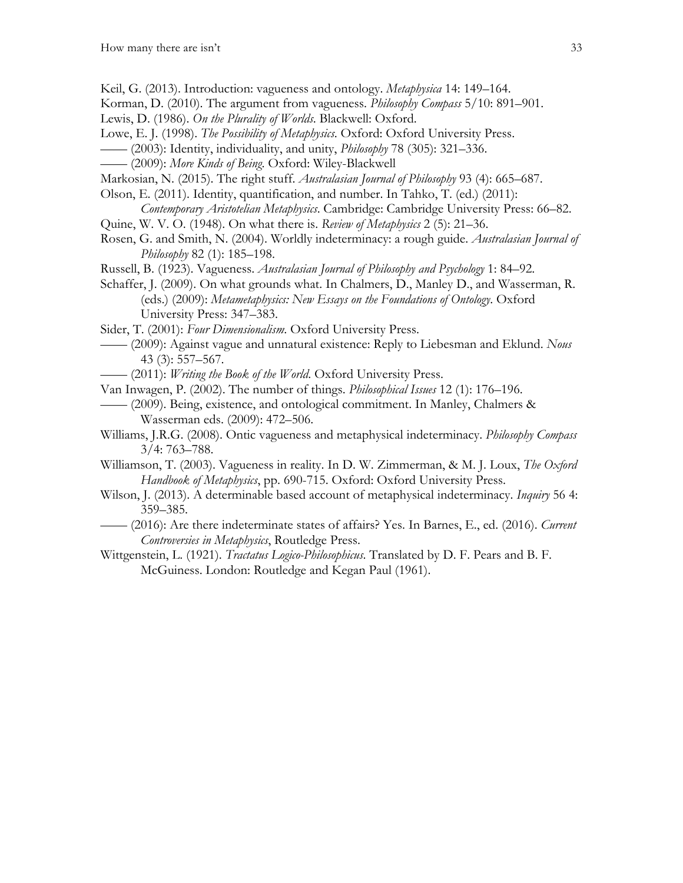Keil, G. (2013). Introduction: vagueness and ontology. *Metaphysica* 14: 149–164.

Korman, D. (2010). The argument from vagueness. *Philosophy Compass* 5/10: 891–901.

Lewis, D. (1986). *On the Plurality of Worlds*. Blackwell: Oxford.

Lowe, E. J. (1998). *The Possibility of Metaphysics*. Oxford: Oxford University Press.

—— (2003): Identity, individuality, and unity, *Philosophy* 78 (305): 321–336.

—— (2009): *More Kinds of Being*. Oxford: Wiley-Blackwell

Markosian, N. (2015). The right stuff. *Australasian Journal of Philosophy* 93 (4): 665–687.

Olson, E. (2011). Identity, quantification, and number. In Tahko, T. (ed.) (2011): *Contemporary Aristotelian Metaphysics*. Cambridge: Cambridge University Press: 66–82.

Quine, W. V. O. (1948). On what there is. *Review of Metaphysics* 2 (5): 21–36.

Rosen, G. and Smith, N. (2004). Worldly indeterminacy: a rough guide. *Australasian Journal of Philosophy* 82 (1): 185–198.

Russell, B. (1923). Vagueness. *Australasian Journal of Philosophy and Psychology* 1: 84–92.

Schaffer, J. (2009). On what grounds what. In Chalmers, D., Manley D., and Wasserman, R. (eds.) (2009): *Metametaphysics: New Essays on the Foundations of Ontology*. Oxford University Press: 347–383.

Sider, T. (2001): *Four Dimensionalism*. Oxford University Press.

—— (2009): Against vague and unnatural existence: Reply to Liebesman and Eklund. *Nous* 43 (3): 557–567.

—— (2011): *Writing the Book of the World*. Oxford University Press.

Van Inwagen, P. (2002). The number of things. *Philosophical Issues* 12 (1): 176–196.

—— (2009). Being, existence, and ontological commitment. In Manley, Chalmers & Wasserman eds. (2009): 472–506.

Williams, J.R.G. (2008). Ontic vagueness and metaphysical indeterminacy. *Philosophy Compass* 3/4: 763–788.

Williamson, T. (2003). Vagueness in reality. In D. W. Zimmerman, & M. J. Loux, *The Oxford Handbook of Metaphysics*, pp. 690-715. Oxford: Oxford University Press.

Wilson, J. (2013). A determinable based account of metaphysical indeterminacy. *Inquiry* 56 4: 359–385.

—— (2016): Are there indeterminate states of affairs? Yes. In Barnes, E., ed. (2016). *Current Controversies in Metaphysics*, Routledge Press.

Wittgenstein, L. (1921). *Tractatus Logico-Philosophicus*. Translated by D. F. Pears and B. F. McGuiness. London: Routledge and Kegan Paul (1961).